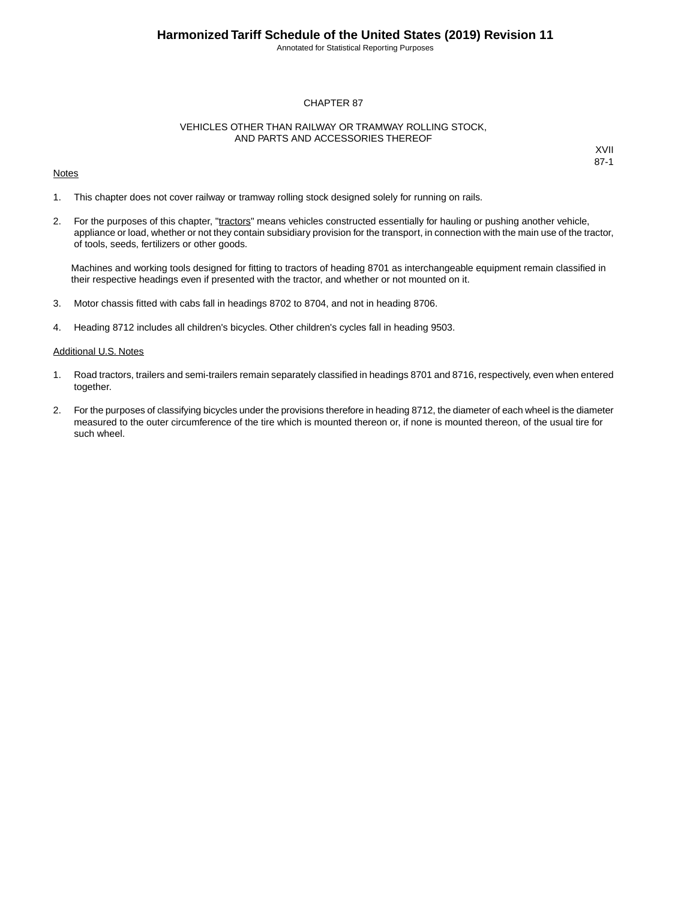# CHAPTER 87

## VEHICLES OTHER THAN RAILWAY OR TRAMWAY ROLLING STOCK, AND PARTS AND ACCESSORIES THEREOF

XVII
87-1

### Notes

1. This chapter does not cover railway or tramway rolling stock designed solely for running on rails.

2. For the purposes of this chapter, "tractors" means vehicles constructed essentially for hauling or pushing another vehicle, appliance or load, whether or not they contain subsidiary provision for the transport, in connection with the main use of the tractor, of tools, seeds, fertilizers or other goods.

   Machines and working tools designed for fitting to tractors of heading 8701 as interchangeable equipment remain classified in their respective headings even if presented with the tractor, and whether or not mounted on it.

3. Motor chassis fitted with cabs fall in headings 8702 to 8704, and not in heading 8706.

4. Heading 8712 includes all children's bicycles. Other children's cycles fall in heading 9503.

### Additional U.S. Notes

1. Road tractors, trailers and semi-trailers remain separately classified in headings 8701 and 8716, respectively, even when entered together.

2. For the purposes of classifying bicycles under the provisions therefore in heading 8712, the diameter of each wheel is the diameter measured to the outer circumference of the tire which is mounted thereon or, if none is mounted thereon, of the usual tire for such wheel.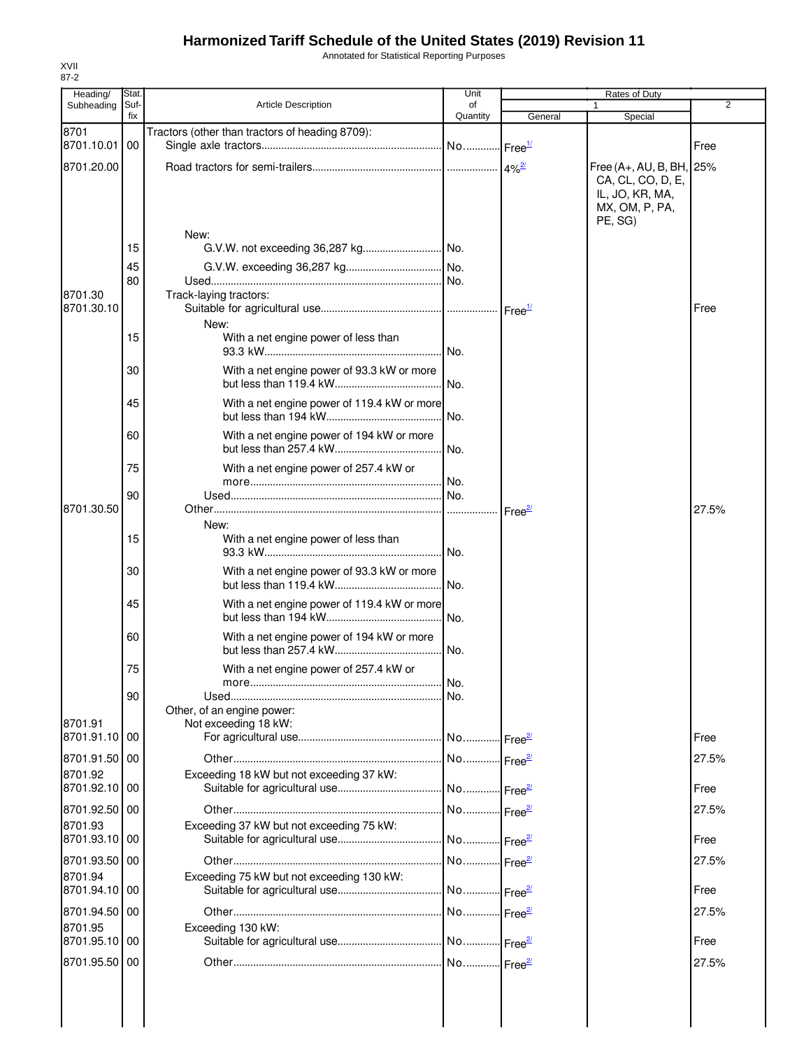# Harmonized Tariff Schedule of the United States (2019) Revision 11

Annotated for Statistical Reporting Purposes

XVII
87-2

| Heading/ Subheading | Stat. Suf- fix | Article Description | Unit of Quantity | Rates of Duty 1 General | Special | 2 |
|---|---|---|---|---|---|---|
| 8701 | | Tractors (other than tractors of heading 8709): | | | | |
| 8701.10.01 | 00 | Single axle tractors | No. | Free[1/] | | Free |
| 8701.20.00 | | Road tractors for semi-trailers | | 4%[2/] | Free (A+, AU, B, BH, CA, CL, CO, D, E, IL, JO, KR, MA, MX, OM, P, PA, PE, SG) | 25% |
| | | New: | | | | |
| | 15 | G.V.W. not exceeding 36,287 kg | No. | | | |
| | 45 | G.V.W. exceeding 36,287 kg | No. | | | |
| | 80 | Used | No. | | | |
| 8701.30 | | Track-laying tractors: | | | | |
| 8701.30.10 | | Suitable for agricultural use | | Free[1/] | | Free |
| | | New: | | | | |
| | 15 | With a net engine power of less than 93.3 kW | No. | | | |
| | 30 | With a net engine power of 93.3 kW or more but less than 119.4 kW | No. | | | |
| | 45 | With a net engine power of 119.4 kW or more but less than 194 kW | No. | | | |
| | 60 | With a net engine power of 194 kW or more but less than 257.4 kW | No. | | | |
| | 75 | With a net engine power of 257.4 kW or more | No. | | | |
| | 90 | Used | No. | | | |
| 8701.30.50 | | Other | | Free[2/] | | 27.5% |
| | | New: | | | | |
| | 15 | With a net engine power of less than 93.3 kW | No. | | | |
| | 30 | With a net engine power of 93.3 kW or more but less than 119.4 kW | No. | | | |
| | 45 | With a net engine power of 119.4 kW or more but less than 194 kW | No. | | | |
| | 60 | With a net engine power of 194 kW or more but less than 257.4 kW | No. | | | |
| | 75 | With a net engine power of 257.4 kW or more | No. | | | |
| | 90 | Used | No. | | | |
| | | Other, of an engine power: | | | | |
| 8701.91 | | Not exceeding 18 kW: | | | | |
| 8701.91.10 | 00 | For agricultural use | No. | Free[2/] | | Free |
| 8701.91.50 | 00 | Other | No. | Free[2/] | | 27.5% |
| 8701.92 | | Exceeding 18 kW but not exceeding 37 kW: | | | | |
| 8701.92.10 | 00 | Suitable for agricultural use | No. | Free[2/] | | Free |
| 8701.92.50 | 00 | Other | No. | Free[2/] | | 27.5% |
| 8701.93 | | Exceeding 37 kW but not exceeding 75 kW: | | | | |
| 8701.93.10 | 00 | Suitable for agricultural use | No. | Free[2/] | | Free |
| 8701.93.50 | 00 | Other | No. | Free[2/] | | 27.5% |
| 8701.94 | | Exceeding 75 kW but not exceeding 130 kW: | | | | |
| 8701.94.10 | 00 | Suitable for agricultural use | No. | Free[2/] | | Free |
| 8701.94.50 | 00 | Other | No. | Free[2/] | | 27.5% |
| 8701.95 | | Exceeding 130 kW: | | | | |
| 8701.95.10 | 00 | Suitable for agricultural use | No. | Free[2/] | | Free |
| 8701.95.50 | 00 | Other | No. | Free[2/] | | 27.5% |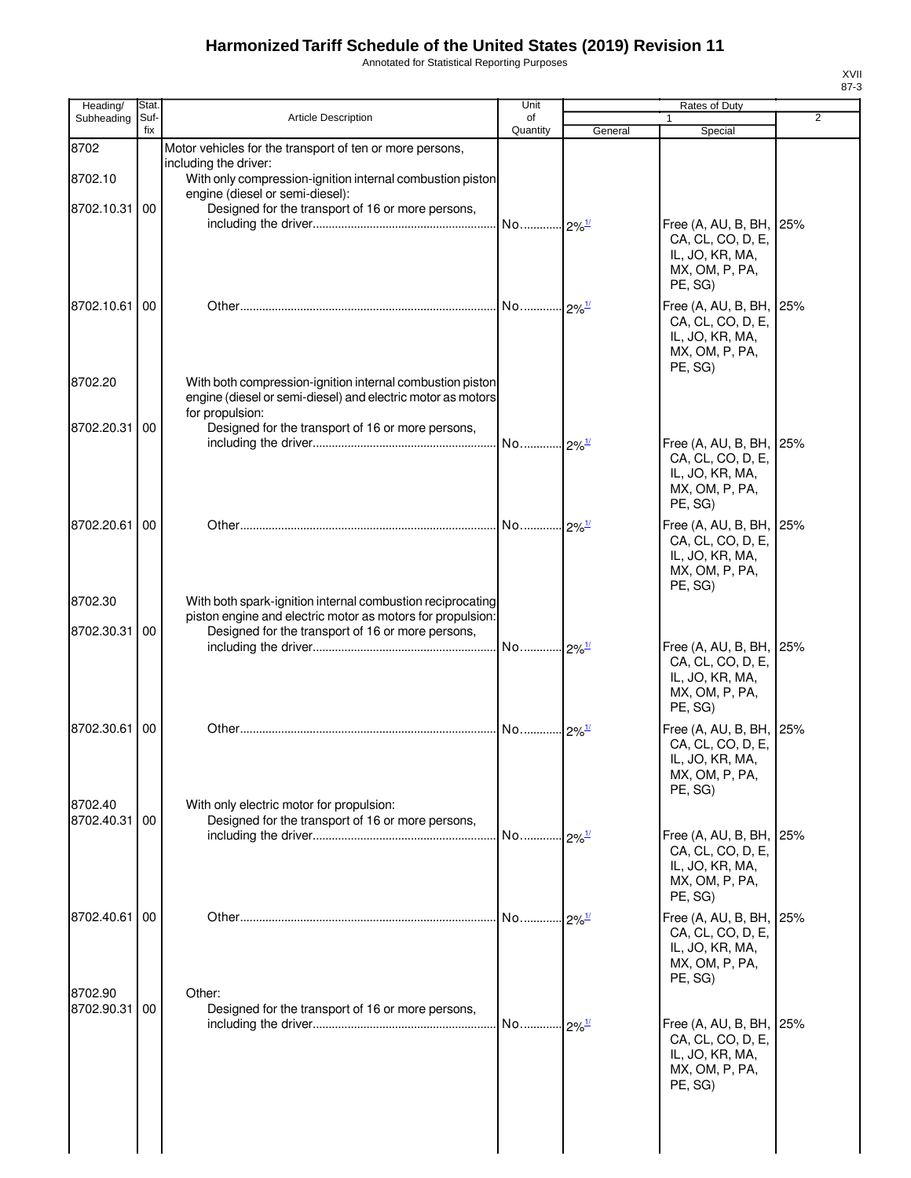# Harmonized Tariff Schedule of the United States (2019) Revision 11

Annotated for Statistical Reporting Purposes

XVII
87-3

| Heading/ Subheading | Stat. Suf- fix | Article Description | Unit of Quantity | Rates of Duty 1 General | Special | 2 |
|---|---|---|---|---|---|---|
| 8702 | | Motor vehicles for the transport of ten or more persons, including the driver: | | | | |
| 8702.10 | | With only compression-ignition internal combustion piston engine (diesel or semi-diesel): | | | | |
| 8702.10.31 | 00 | Designed for the transport of 16 or more persons, including the driver | No | 2%[1/] | Free (A, AU, B, BH, CA, CL, CO, D, E, IL, JO, KR, MA, MX, OM, P, PA, PE, SG) | 25% |
| 8702.10.61 | 00 | Other | No | 2%[1/] | Free (A, AU, B, BH, CA, CL, CO, D, E, IL, JO, KR, MA, MX, OM, P, PA, PE, SG) | 25% |
| 8702.20 | | With both compression-ignition internal combustion piston engine (diesel or semi-diesel) and electric motor as motors for propulsion: | | | | |
| 8702.20.31 | 00 | Designed for the transport of 16 or more persons, including the driver | No | 2%[1/] | Free (A, AU, B, BH, CA, CL, CO, D, E, IL, JO, KR, MA, MX, OM, P, PA, PE, SG) | 25% |
| 8702.20.61 | 00 | Other | No | 2%[1/] | Free (A, AU, B, BH, CA, CL, CO, D, E, IL, JO, KR, MA, MX, OM, P, PA, PE, SG) | 25% |
| 8702.30 | | With both spark-ignition internal combustion reciprocating piston engine and electric motor as motors for propulsion: | | | | |
| 8702.30.31 | 00 | Designed for the transport of 16 or more persons, including the driver | No | 2%[1/] | Free (A, AU, B, BH, CA, CL, CO, D, E, IL, JO, KR, MA, MX, OM, P, PA, PE, SG) | 25% |
| 8702.30.61 | 00 | Other | No | 2%[1/] | Free (A, AU, B, BH, CA, CL, CO, D, E, IL, JO, KR, MA, MX, OM, P, PA, PE, SG) | 25% |
| 8702.40 | | With only electric motor for propulsion: | | | | |
| 8702.40.31 | 00 | Designed for the transport of 16 or more persons, including the driver | No | 2%[1/] | Free (A, AU, B, BH, CA, CL, CO, D, E, IL, JO, KR, MA, MX, OM, P, PA, PE, SG) | 25% |
| 8702.40.61 | 00 | Other | No | 2%[1/] | Free (A, AU, B, BH, CA, CL, CO, D, E, IL, JO, KR, MA, MX, OM, P, PA, PE, SG) | 25% |
| 8702.90 | | Other: | | | | |
| 8702.90.31 | 00 | Designed for the transport of 16 or more persons, including the driver | No | 2%[1/] | Free (A, AU, B, BH, CA, CL, CO, D, E, IL, JO, KR, MA, MX, OM, P, PA, PE, SG) | 25% |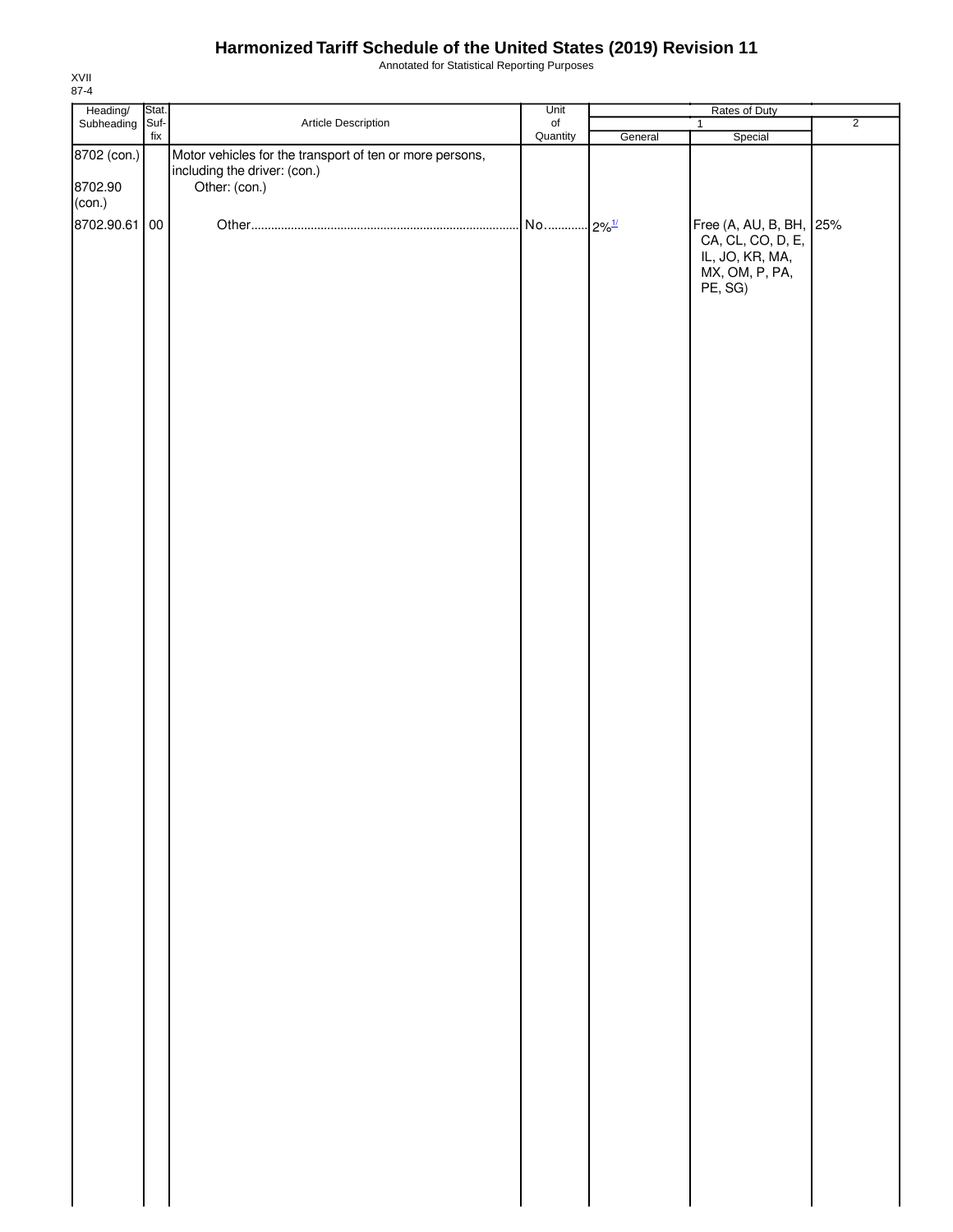# Harmonized Tariff Schedule of the United States (2019) Revision 11

Annotated for Statistical Reporting Purposes

XVII
87-4

| Heading/ Subheading | Stat. Suf- fix | Article Description | Unit of Quantity | Rates of Duty | | |
|---|---|---|---|---|---|---|
| | | | | 1 | | 2 |
| | | | | General | Special | |
| 8702 (con.) | | Motor vehicles for the transport of ten or more persons, including the driver: (con.) | | | | |
| 8702.90 (con.) | | Other: (con.) | | | | |
| 8702.90.61 | 00 | Other | No. | 2%[1/] | Free (A, AU, B, BH, CA, CL, CO, D, E, IL, JO, KR, MA, MX, OM, P, PA, PE, SG) | 25% |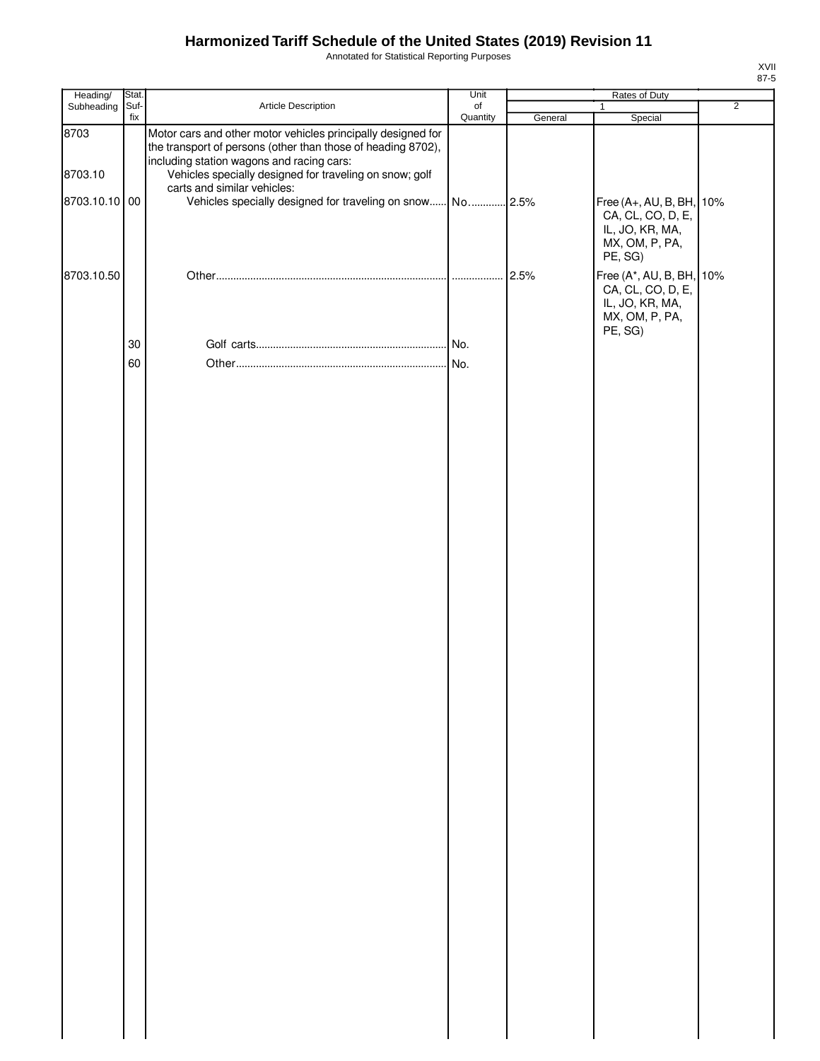# Harmonized Tariff Schedule of the United States (2019) Revision 11

Annotated for Statistical Reporting Purposes

XVII
87-5

| Heading/ Subheading | Stat. Suf- fix | Article Description | Unit of Quantity | Rates of Duty | | |
|---|---|---|---|---|---|---|
| | | | | 1 | | 2 |
| | | | | General | Special | |
| 8703 | | Motor cars and other motor vehicles principally designed for the transport of persons (other than those of heading 8702), including station wagons and racing cars: | | | | |
| 8703.10 | | Vehicles specially designed for traveling on snow; golf carts and similar vehicles: | | | | |
| 8703.10.10 | 00 | Vehicles specially designed for traveling on snow | No. | 2.5% | Free (A+, AU, B, BH, CA, CL, CO, D, E, IL, JO, KR, MA, MX, OM, P, PA, PE, SG) | 10% |
| 8703.10.50 | | Other | | 2.5% | Free (A*, AU, B, BH, CA, CL, CO, D, E, IL, JO, KR, MA, MX, OM, P, PA, PE, SG) | 10% |
| | 30 | Golf carts | No. | | | |
| | 60 | Other | No. | | | |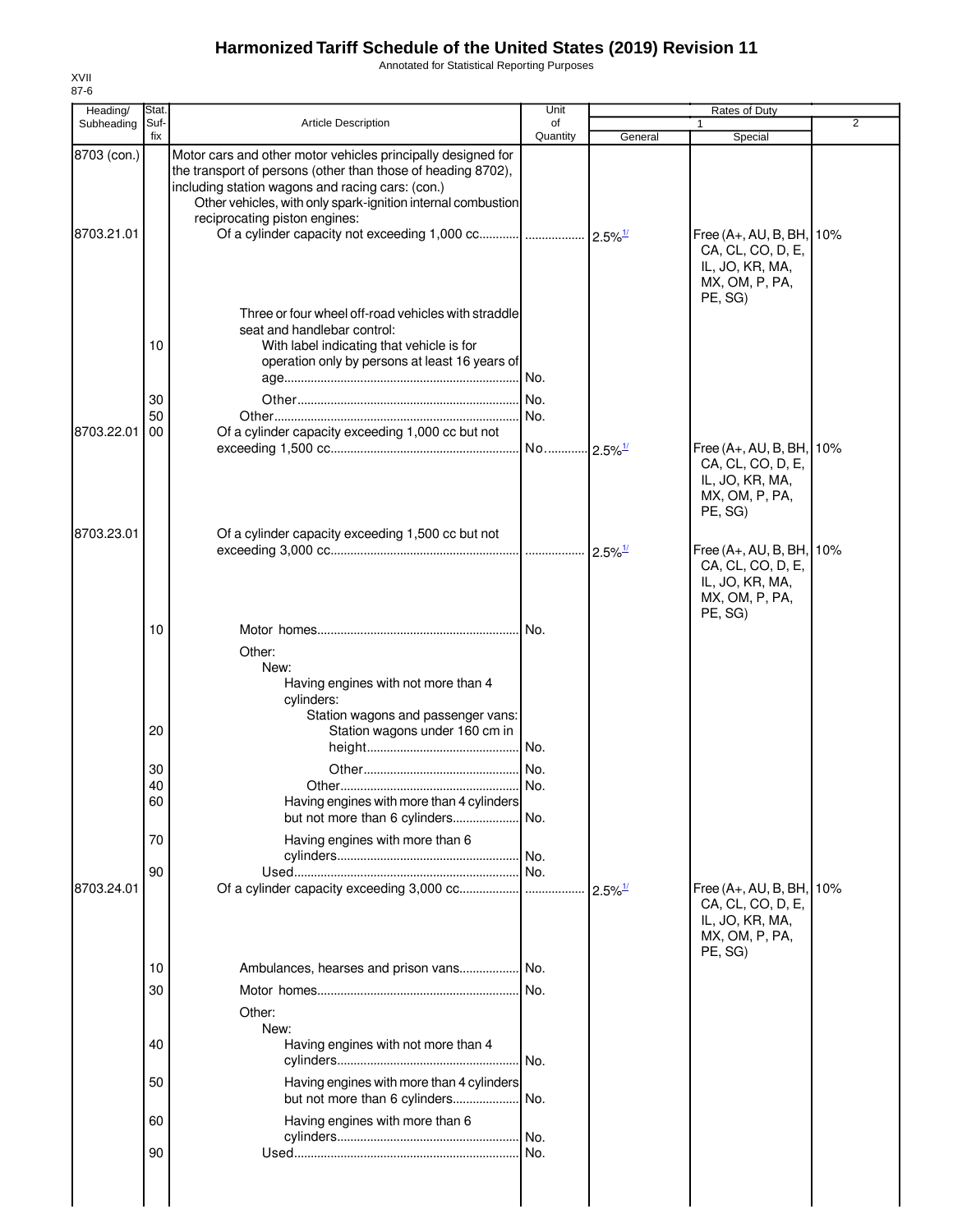# Harmonized Tariff Schedule of the United States (2019) Revision 11

Annotated for Statistical Reporting Purposes

XVII
87-6

| Heading/ Subheading | Stat. Suf- fix | Article Description | Unit of Quantity | Rates of Duty 1 General | Special | 2 |
|---|---|---|---|---|---|---|
| 8703 (con.) | | Motor cars and other motor vehicles principally designed for the transport of persons (other than those of heading 8702), including station wagons and racing cars: (con.) | | | | |
| | | Other vehicles, with only spark-ignition internal combustion reciprocating piston engines: | | | | |
| 8703.21.01 | | Of a cylinder capacity not exceeding 1,000 cc | | 2.5%[1/] | Free (A+, AU, B, BH, CA, CL, CO, D, E, IL, JO, KR, MA, MX, OM, P, PA, PE, SG) | 10% |
| | | Three or four wheel off-road vehicles with straddle seat and handlebar control: | | | | |
| | 10 | With label indicating that vehicle is for operation only by persons at least 16 years of age | No. | | | |
| | 30 | Other | No. | | | |
| | 50 | Other | No. | | | |
| 8703.22.01 | 00 | Of a cylinder capacity exceeding 1,000 cc but not exceeding 1,500 cc | No. | 2.5%[1/] | Free (A+, AU, B, BH, CA, CL, CO, D, E, IL, JO, KR, MA, MX, OM, P, PA, PE, SG) | 10% |
| 8703.23.01 | | Of a cylinder capacity exceeding 1,500 cc but not exceeding 3,000 cc | | 2.5%[1/] | Free (A+, AU, B, BH, CA, CL, CO, D, E, IL, JO, KR, MA, MX, OM, P, PA, PE, SG) | 10% |
| | 10 | Motor homes | No. | | | |
| | | Other: | | | | |
| | | New: | | | | |
| | | Having engines with not more than 4 cylinders: | | | | |
| | | Station wagons and passenger vans: | | | | |
| | 20 | Station wagons under 160 cm in height | No. | | | |
| | 30 | Other | No. | | | |
| | 40 | Other | No. | | | |
| | 60 | Having engines with more than 4 cylinders but not more than 6 cylinders | No. | | | |
| | 70 | Having engines with more than 6 cylinders | No. | | | |
| | 90 | Used | No. | | | |
| 8703.24.01 | | Of a cylinder capacity exceeding 3,000 cc | | 2.5%[1/] | Free (A+, AU, B, BH, CA, CL, CO, D, E, IL, JO, KR, MA, MX, OM, P, PA, PE, SG) | 10% |
| | 10 | Ambulances, hearses and prison vans | No. | | | |
| | 30 | Motor homes | No. | | | |
| | | Other: | | | | |
| | | New: | | | | |
| | 40 | Having engines with not more than 4 cylinders | No. | | | |
| | 50 | Having engines with more than 4 cylinders but not more than 6 cylinders | No. | | | |
| | 60 | Having engines with more than 6 cylinders | No. | | | |
| | 90 | Used | No. | | | |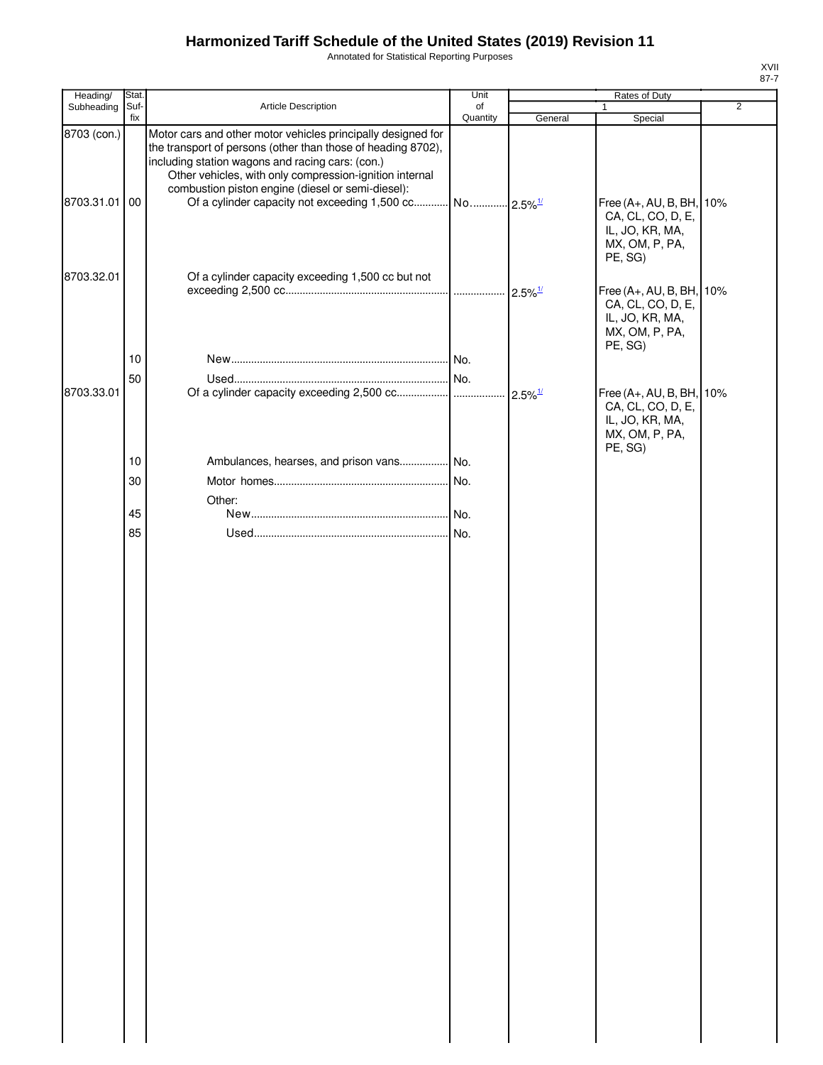# Harmonized Tariff Schedule of the United States (2019) Revision 11

Annotated for Statistical Reporting Purposes

XVII
87-7

| Heading/ Subheading | Stat. Suf- fix | Article Description | Unit of Quantity | Rates of Duty 1 General | Special | 2 |
|---|---|---|---|---|---|---|
| 8703 (con.) | | Motor cars and other motor vehicles principally designed for the transport of persons (other than those of heading 8702), including station wagons and racing cars: (con.) | | | | |
| | | Other vehicles, with only compression-ignition internal combustion piston engine (diesel or semi-diesel): | | | | |
| 8703.31.01 | 00 | Of a cylinder capacity not exceeding 1,500 cc | No. | 2.5%[1/] | Free (A+, AU, B, BH, CA, CL, CO, D, E, IL, JO, KR, MA, MX, OM, P, PA, PE, SG) | 10% |
| 8703.32.01 | | Of a cylinder capacity exceeding 1,500 cc but not exceeding 2,500 cc | | 2.5%[1/] | Free (A+, AU, B, BH, CA, CL, CO, D, E, IL, JO, KR, MA, MX, OM, P, PA, PE, SG) | 10% |
| | 10 | New | No. | | | |
| | 50 | Used | No. | | | |
| 8703.33.01 | | Of a cylinder capacity exceeding 2,500 cc | | 2.5%[1/] | Free (A+, AU, B, BH, CA, CL, CO, D, E, IL, JO, KR, MA, MX, OM, P, PA, PE, SG) | 10% |
| | 10 | Ambulances, hearses, and prison vans | No. | | | |
| | 30 | Motor homes | No. | | | |
| | | Other: | | | | |
| | 45 | New | No. | | | |
| | 85 | Used | No. | | | |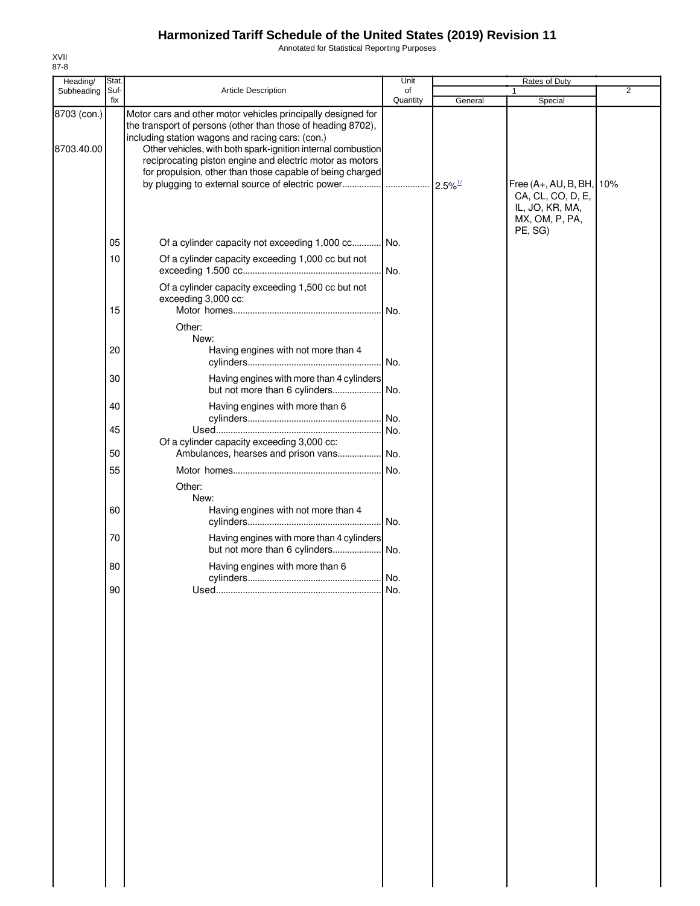# Harmonized Tariff Schedule of the United States (2019) Revision 11

Annotated for Statistical Reporting Purposes

XVII
87-8

| Heading/ Subheading | Stat. Suf- fix | Article Description | Unit of Quantity | Rates of Duty 1 General | Special | 2 |
|---|---|---|---|---|---|---|
| 8703 (con.) | | Motor cars and other motor vehicles principally designed for the transport of persons (other than those of heading 8702), including station wagons and racing cars: (con.) | | | | |
| 8703.40.00 | | Other vehicles, with both spark-ignition internal combustion reciprocating piston engine and electric motor as motors for propulsion, other than those capable of being charged by plugging to external source of electric power................ | ................. | 2.5%[1/] | Free (A+, AU, B, BH, CA, CL, CO, D, E, IL, JO, KR, MA, MX, OM, P, PA, PE, SG) | 10% |
| | 05 | Of a cylinder capacity not exceeding 1,000 cc............ | No. | | | |
| | 10 | Of a cylinder capacity exceeding 1,000 cc but not exceeding 1.500 cc........................................................ | No. | | | |
| | | Of a cylinder capacity exceeding 1,500 cc but not exceeding 3,000 cc: | | | | |
| | 15 | Motor homes............................................................ | No. | | | |
| | | Other: | | | | |
| | | New: | | | | |
| | 20 | Having engines with not more than 4 cylinders...................................................... | No. | | | |
| | 30 | Having engines with more than 4 cylinders but not more than 6 cylinders.................... | No. | | | |
| | 40 | Having engines with more than 6 cylinders...................................................... | No. | | | |
| | 45 | Used................................................................... | No. | | | |
| | | Of a cylinder capacity exceeding 3,000 cc: | | | | |
| | 50 | Ambulances, hearses and prison vans.................. | No. | | | |
| | 55 | Motor homes............................................................ | No. | | | |
| | | Other: | | | | |
| | | New: | | | | |
| | 60 | Having engines with not more than 4 cylinders...................................................... | No. | | | |
| | 70 | Having engines with more than 4 cylinders but not more than 6 cylinders.................... | No. | | | |
| | 80 | Having engines with more than 6 cylinders...................................................... | No. | | | |
| | 90 | Used................................................................... | No. | | | |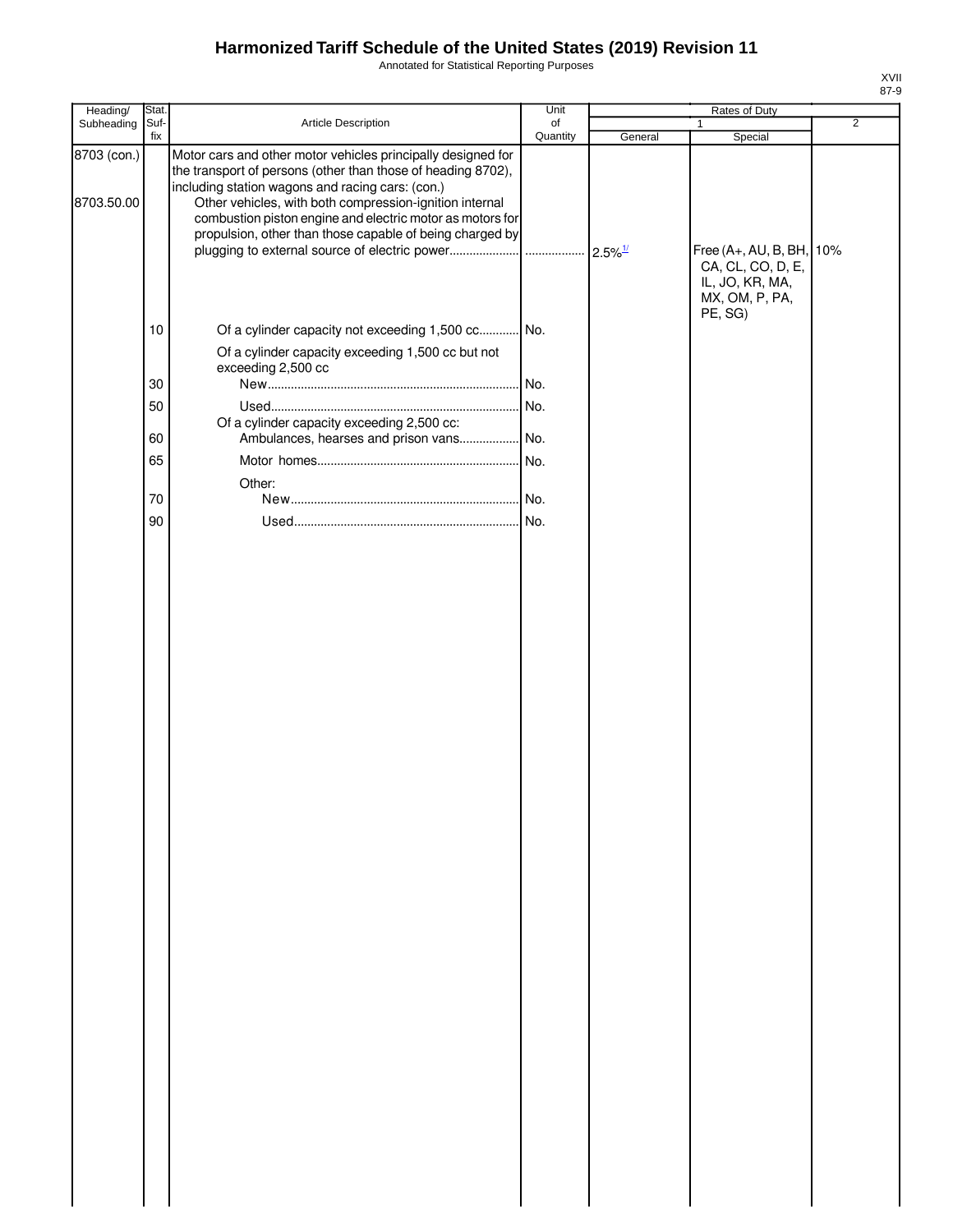# Harmonized Tariff Schedule of the United States (2019) Revision 11

Annotated for Statistical Reporting Purposes

XVII
87-9

| Heading/ Subheading | Stat. Suf- fix | Article Description | Unit of Quantity | Rates of Duty | | |
|---|---|---|---|---|---|---|
| | | | | 1 | | 2 |
| | | | | General | Special | |
| 8703 (con.) | | Motor cars and other motor vehicles principally designed for the transport of persons (other than those of heading 8702), including station wagons and racing cars: (con.) | | | | |
| 8703.50.00 | | Other vehicles, with both compression-ignition internal combustion piston engine and electric motor as motors for propulsion, other than those capable of being charged by plugging to external source of electric power | | 2.5%[1/] | Free (A+, AU, B, BH, CA, CL, CO, D, E, IL, JO, KR, MA, MX, OM, P, PA, PE, SG) | 10% |
| | 10 | Of a cylinder capacity not exceeding 1,500 cc | No. | | | |
| | | Of a cylinder capacity exceeding 1,500 cc but not exceeding 2,500 cc | | | | |
| | 30 | New | No. | | | |
| | 50 | Used | No. | | | |
| | | Of a cylinder capacity exceeding 2,500 cc: | | | | |
| | 60 | Ambulances, hearses and prison vans | No. | | | |
| | 65 | Motor homes | No. | | | |
| | | Other: | | | | |
| | 70 | New | No. | | | |
| | 90 | Used | No. | | | |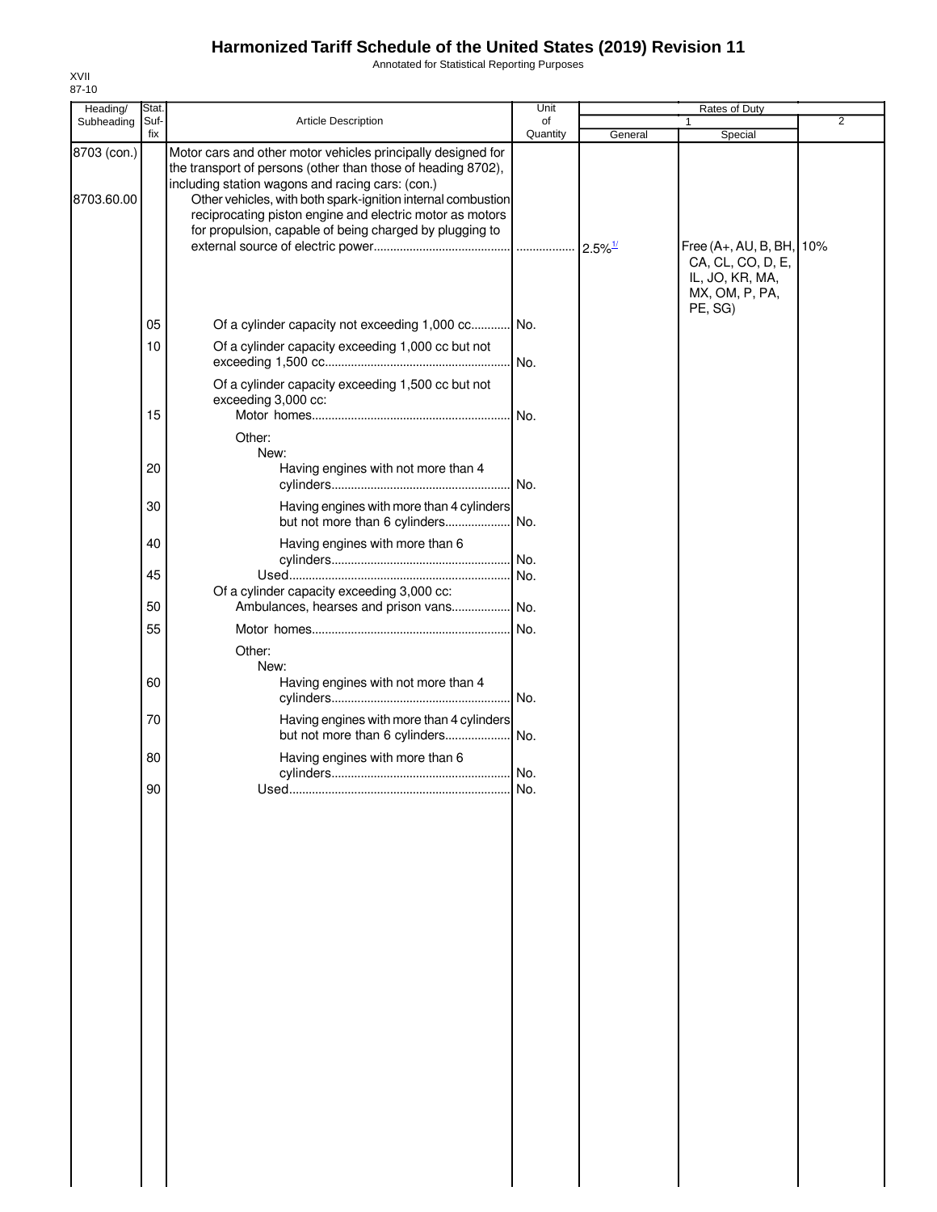# Harmonized Tariff Schedule of the United States (2019) Revision 11

Annotated for Statistical Reporting Purposes

XVII
87-10

| Heading/ Subheading | Stat. Suf- fix | Article Description | Unit of Quantity | Rates of Duty 1 General | Special | 2 |
|---|---|---|---|---|---|---|
| 8703 (con.) | | Motor cars and other motor vehicles principally designed for the transport of persons (other than those of heading 8702), including station wagons and racing cars: (con.) | | | | |
| 8703.60.00 | | Other vehicles, with both spark-ignition internal combustion reciprocating piston engine and electric motor as motors for propulsion, capable of being charged by plugging to external source of electric power | | 2.5%[1/] | Free (A+, AU, B, BH, CA, CL, CO, D, E, IL, JO, KR, MA, MX, OM, P, PA, PE, SG) | 10% |
| | 05 | Of a cylinder capacity not exceeding 1,000 cc | No. | | | |
| | 10 | Of a cylinder capacity exceeding 1,000 cc but not exceeding 1,500 cc | No. | | | |
| | | Of a cylinder capacity exceeding 1,500 cc but not exceeding 3,000 cc: | | | | |
| | 15 | Motor homes | No. | | | |
| | | Other: | | | | |
| | | New: | | | | |
| | 20 | Having engines with not more than 4 cylinders | No. | | | |
| | 30 | Having engines with more than 4 cylinders but not more than 6 cylinders | No. | | | |
| | 40 | Having engines with more than 6 cylinders | No. | | | |
| | 45 | Used | No. | | | |
| | | Of a cylinder capacity exceeding 3,000 cc: | | | | |
| | 50 | Ambulances, hearses and prison vans | No. | | | |
| | 55 | Motor homes | No. | | | |
| | | Other: | | | | |
| | | New: | | | | |
| | 60 | Having engines with not more than 4 cylinders | No. | | | |
| | 70 | Having engines with more than 4 cylinders but not more than 6 cylinders | No. | | | |
| | 80 | Having engines with more than 6 cylinders | No. | | | |
| | 90 | Used | No. | | | |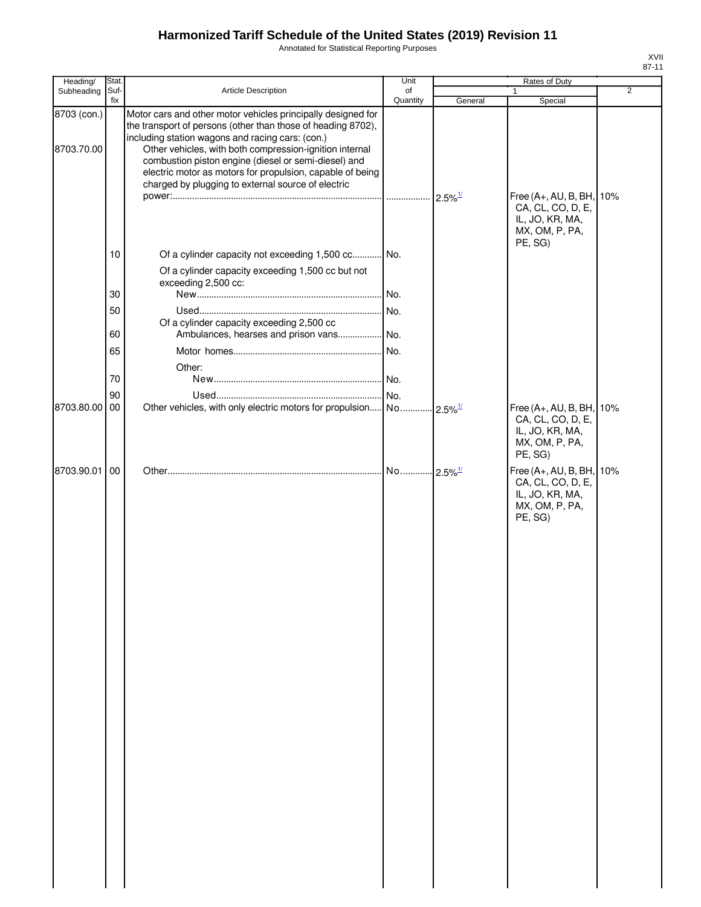# Harmonized Tariff Schedule of the United States (2019) Revision 11

Annotated for Statistical Reporting Purposes

XVII
87-11

| Heading/ Subheading | Stat. Suf- fix | Article Description | Unit of Quantity | Rates of Duty 1 General | Special | 2 |
|---|---|---|---|---|---|---|
| 8703 (con.) | | Motor cars and other motor vehicles principally designed for the transport of persons (other than those of heading 8702), including station wagons and racing cars: (con.) | | | | |
| 8703.70.00 | | Other vehicles, with both compression-ignition internal combustion piston engine (diesel or semi-diesel) and electric motor as motors for propulsion, capable of being charged by plugging to external source of electric power: | | 2.5%[1/] | Free (A+, AU, B, BH, CA, CL, CO, D, E, IL, JO, KR, MA, MX, OM, P, PA, PE, SG) | 10% |
| | 10 | Of a cylinder capacity not exceeding 1,500 cc | No. | | | |
| | | Of a cylinder capacity exceeding 1,500 cc but not exceeding 2,500 cc: | | | | |
| | 30 | New | No. | | | |
| | 50 | Used | No. | | | |
| | | Of a cylinder capacity exceeding 2,500 cc | | | | |
| | 60 | Ambulances, hearses and prison vans | No. | | | |
| | 65 | Motor homes | No. | | | |
| | | Other: | | | | |
| | 70 | New | No. | | | |
| | 90 | Used | No. | | | |
| 8703.80.00 | 00 | Other vehicles, with only electric motors for propulsion | No. | 2.5%[1/] | Free (A+, AU, B, BH, CA, CL, CO, D, E, IL, JO, KR, MA, MX, OM, P, PA, PE, SG) | 10% |
| 8703.90.01 | 00 | Other | No. | 2.5%[1/] | Free (A+, AU, B, BH, CA, CL, CO, D, E, IL, JO, KR, MA, MX, OM, P, PA, PE, SG) | 10% |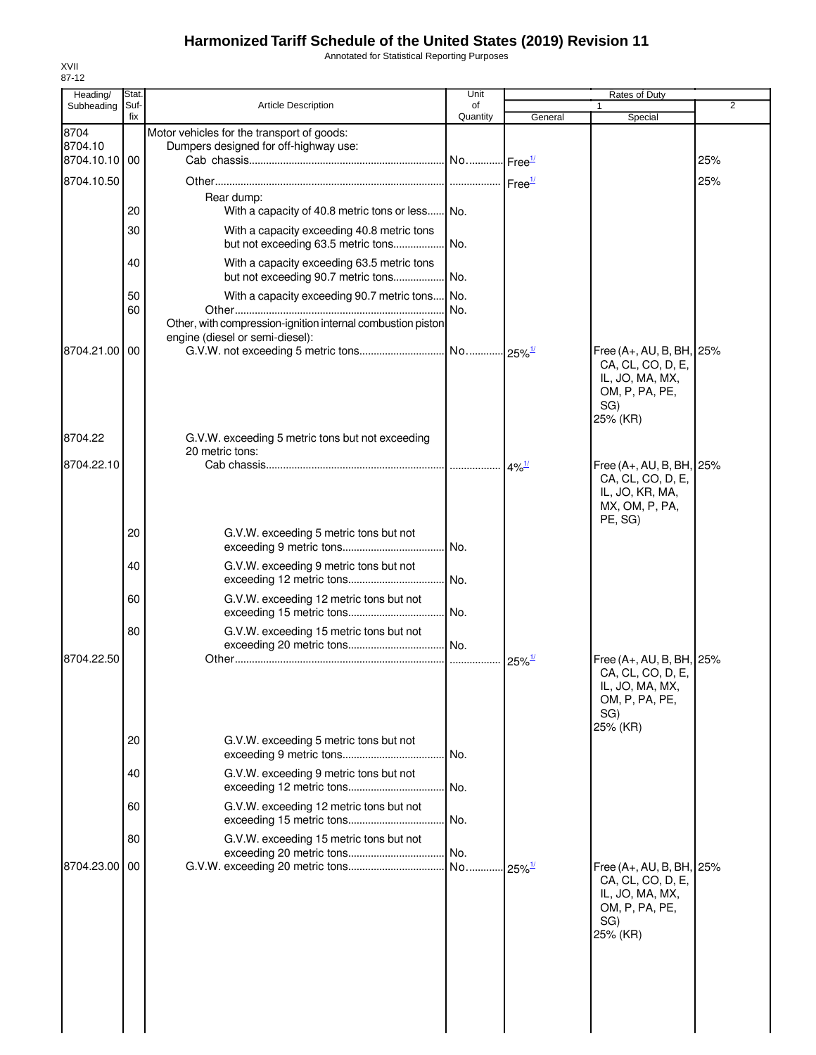# Harmonized Tariff Schedule of the United States (2019) Revision 11

Annotated for Statistical Reporting Purposes

XVII
87-12

| Heading/ Subheading | Stat. Suf- fix | Article Description | Unit of Quantity | Rates of Duty 1 General | Special | 2 |
|---|---|---|---|---|---|---|
| 8704 | | Motor vehicles for the transport of goods: | | | | |
| 8704.10 | | Dumpers designed for off-highway use: | | | | |
| 8704.10.10 | 00 | Cab chassis | No. | Free[1/] | | 25% |
| 8704.10.50 | | Other | | Free[1/] | | 25% |
| | | Rear dump: | | | | |
| | 20 | With a capacity of 40.8 metric tons or less | No. | | | |
| | 30 | With a capacity exceeding 40.8 metric tons but not exceeding 63.5 metric tons | No. | | | |
| | 40 | With a capacity exceeding 63.5 metric tons but not exceeding 90.7 metric tons | No. | | | |
| | 50 | With a capacity exceeding 90.7 metric tons | No. | | | |
| | 60 | Other | No. | | | |
| | | Other, with compression-ignition internal combustion piston engine (diesel or semi-diesel): | | | | |
| 8704.21.00 | 00 | G.V.W. not exceeding 5 metric tons | No. | 25%[1/] | Free (A+, AU, B, BH, CA, CL, CO, D, E, IL, JO, MA, MX, OM, P, PA, PE, SG) 25% (KR) | 25% |
| 8704.22 | | G.V.W. exceeding 5 metric tons but not exceeding 20 metric tons: | | | | |
| 8704.22.10 | | Cab chassis | | 4%[1/] | Free (A+, AU, B, BH, CA, CL, CO, D, E, IL, JO, KR, MA, MX, OM, P, PA, PE, SG) | 25% |
| | 20 | G.V.W. exceeding 5 metric tons but not exceeding 9 metric tons | No. | | | |
| | 40 | G.V.W. exceeding 9 metric tons but not exceeding 12 metric tons | No. | | | |
| | 60 | G.V.W. exceeding 12 metric tons but not exceeding 15 metric tons | No. | | | |
| | 80 | G.V.W. exceeding 15 metric tons but not exceeding 20 metric tons | No. | | | |
| 8704.22.50 | | Other | | 25%[1/] | Free (A+, AU, B, BH, CA, CL, CO, D, E, IL, JO, MA, MX, OM, P, PA, PE, SG) 25% (KR) | 25% |
| | 20 | G.V.W. exceeding 5 metric tons but not exceeding 9 metric tons | No. | | | |
| | 40 | G.V.W. exceeding 9 metric tons but not exceeding 12 metric tons | No. | | | |
| | 60 | G.V.W. exceeding 12 metric tons but not exceeding 15 metric tons | No. | | | |
| | 80 | G.V.W. exceeding 15 metric tons but not exceeding 20 metric tons | No. | | | |
| 8704.23.00 | 00 | G.V.W. exceeding 20 metric tons | No. | 25%[1/] | Free (A+, AU, B, BH, CA, CL, CO, D, E, IL, JO, MA, MX, OM, P, PA, PE, SG) 25% (KR) | 25% |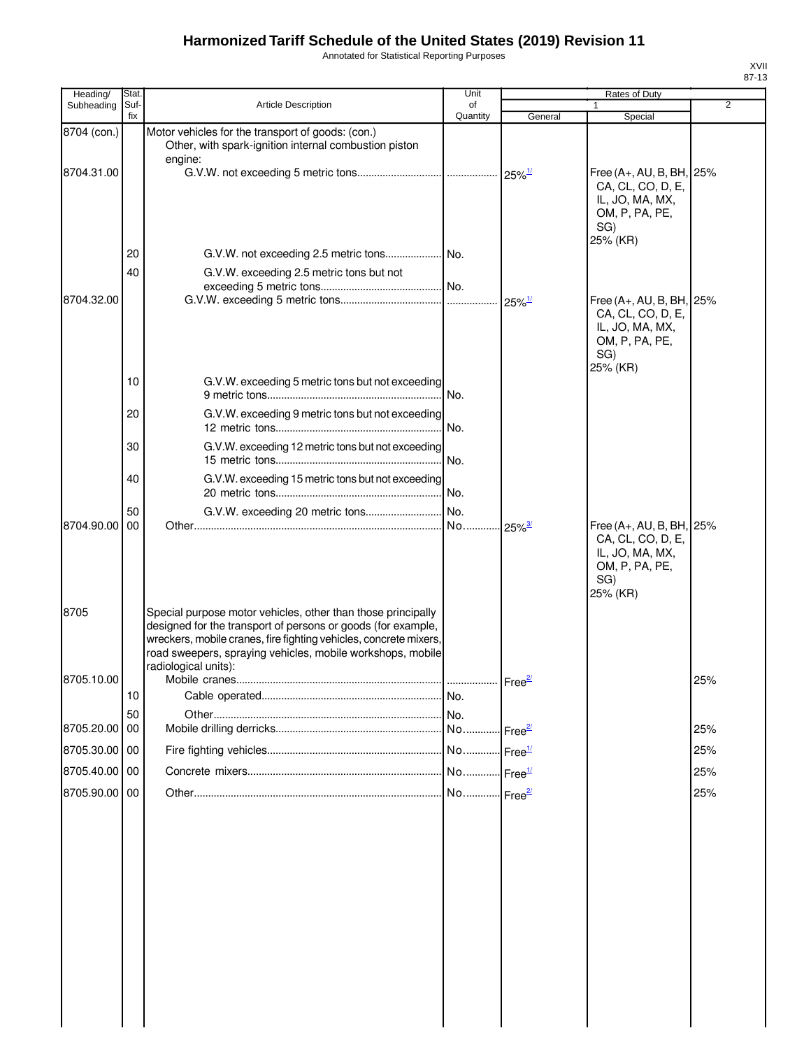# Harmonized Tariff Schedule of the United States (2019) Revision 11

Annotated for Statistical Reporting Purposes

XVII
87-13

| Heading/ Subheading | Stat. Suf-fix | Article Description | Unit of Quantity | Rates of Duty 1 General | Special | 2 |
|---|---|---|---|---|---|---|
| 8704 (con.) | | Motor vehicles for the transport of goods: (con.) | | | | |
| | | Other, with spark-ignition internal combustion piston engine: | | | | |
| 8704.31.00 | | G.V.W. not exceeding 5 metric tons | | 25%[1/] | Free (A+, AU, B, BH, CA, CL, CO, D, E, IL, JO, MA, MX, OM, P, PA, PE, SG) 25% (KR) | 25% |
| | 20 | G.V.W. not exceeding 2.5 metric tons | No. | | | |
| | 40 | G.V.W. exceeding 2.5 metric tons but not exceeding 5 metric tons | No. | | | |
| 8704.32.00 | | G.V.W. exceeding 5 metric tons | | 25%[1/] | Free (A+, AU, B, BH, CA, CL, CO, D, E, IL, JO, MA, MX, OM, P, PA, PE, SG) 25% (KR) | 25% |
| | 10 | G.V.W. exceeding 5 metric tons but not exceeding 9 metric tons | No. | | | |
| | 20 | G.V.W. exceeding 9 metric tons but not exceeding 12 metric tons | No. | | | |
| | 30 | G.V.W. exceeding 12 metric tons but not exceeding 15 metric tons | No. | | | |
| | 40 | G.V.W. exceeding 15 metric tons but not exceeding 20 metric tons | No. | | | |
| | 50 | G.V.W. exceeding 20 metric tons | No. | | | |
| 8704.90.00 | 00 | Other | No. | 25%[3/] | Free (A+, AU, B, BH, CA, CL, CO, D, E, IL, JO, MA, MX, OM, P, PA, PE, SG) 25% (KR) | 25% |
| 8705 | | Special purpose motor vehicles, other than those principally designed for the transport of persons or goods (for example, wreckers, mobile cranes, fire fighting vehicles, concrete mixers, road sweepers, spraying vehicles, mobile workshops, mobile radiological units): | | | | |
| 8705.10.00 | | Mobile cranes | | Free[2/] | | 25% |
| | 10 | Cable operated | No. | | | |
| | 50 | Other | No. | | | |
| 8705.20.00 | 00 | Mobile drilling derricks | No. | Free[2/] | | 25% |
| 8705.30.00 | 00 | Fire fighting vehicles | No. | Free[1/] | | 25% |
| 8705.40.00 | 00 | Concrete mixers | No. | Free[1/] | | 25% |
| 8705.90.00 | 00 | Other | No. | Free[2/] | | 25% |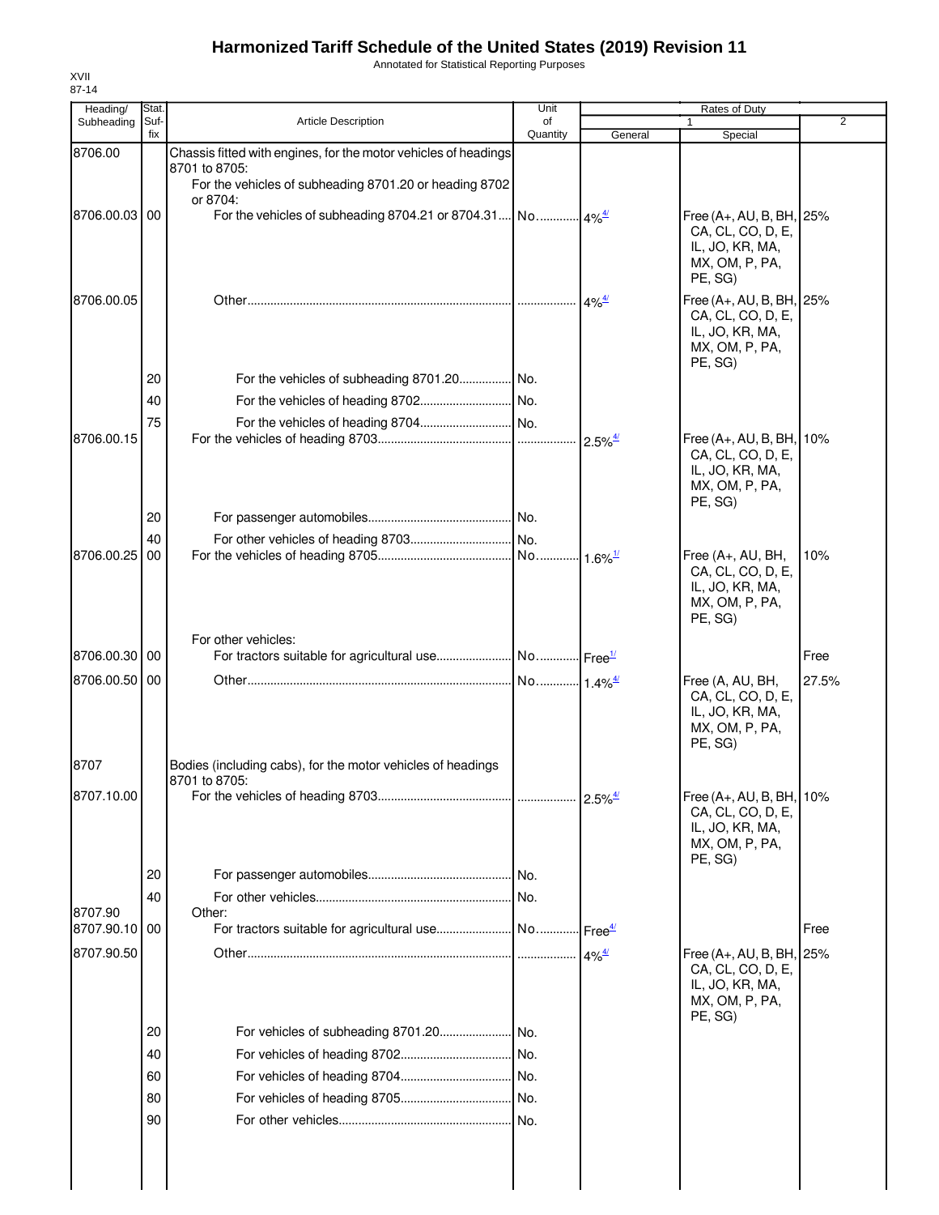# Harmonized Tariff Schedule of the United States (2019) Revision 11

Annotated for Statistical Reporting Purposes

XVII
87-14

| Heading/ Subheading | Stat. Suf-fix | Article Description | Unit of Quantity | Rates of Duty 1 General | Special | 2 |
|---|---|---|---|---|---|---|
| 8706.00 | | Chassis fitted with engines, for the motor vehicles of headings 8701 to 8705: | | | | |
| | | For the vehicles of subheading 8701.20 or heading 8702 or 8704: | | | | |
| 8706.00.03 | 00 | For the vehicles of subheading 8704.21 or 8704.31 | No. | 4%[4/] | Free (A+, AU, B, BH, CA, CL, CO, D, E, IL, JO, KR, MA, MX, OM, P, PA, PE, SG) | 25% |
| 8706.00.05 | | Other | | 4%[4/] | Free (A+, AU, B, BH, CA, CL, CO, D, E, IL, JO, KR, MA, MX, OM, P, PA, PE, SG) | 25% |
| | 20 | For the vehicles of subheading 8701.20 | No. | | | |
| | 40 | For the vehicles of heading 8702 | No. | | | |
| | 75 | For the vehicles of heading 8704 | No. | | | |
| 8706.00.15 | | For the vehicles of heading 8703 | | 2.5%[4/] | Free (A+, AU, B, BH, CA, CL, CO, D, E, IL, JO, KR, MA, MX, OM, P, PA, PE, SG) | 10% |
| | 20 | For passenger automobiles | No. | | | |
| | 40 | For other vehicles of heading 8703 | No. | | | |
| 8706.00.25 | 00 | For the vehicles of heading 8705 | No. | 1.6%[1/] | Free (A+, AU, BH, CA, CL, CO, D, E, IL, JO, KR, MA, MX, OM, P, PA, PE, SG) | 10% |
| | | For other vehicles: | | | | |
| 8706.00.30 | 00 | For tractors suitable for agricultural use | No. | Free[1/] | | Free |
| 8706.00.50 | 00 | Other | No. | 1.4%[4/] | Free (A, AU, BH, CA, CL, CO, D, E, IL, JO, KR, MA, MX, OM, P, PA, PE, SG) | 27.5% |
| 8707 | | Bodies (including cabs), for the motor vehicles of headings 8701 to 8705: | | | | |
| 8707.10.00 | | For the vehicles of heading 8703 | | 2.5%[4/] | Free (A+, AU, B, BH, CA, CL, CO, D, E, IL, JO, KR, MA, MX, OM, P, PA, PE, SG) | 10% |
| | 20 | For passenger automobiles | No. | | | |
| | 40 | For other vehicles | No. | | | |
| 8707.90 | | Other: | | | | |
| 8707.90.10 | 00 | For tractors suitable for agricultural use | No. | Free[4/] | | Free |
| 8707.90.50 | | Other | | 4%[4/] | Free (A+, AU, B, BH, CA, CL, CO, D, E, IL, JO, KR, MA, MX, OM, P, PA, PE, SG) | 25% |
| | 20 | For vehicles of subheading 8701.20 | No. | | | |
| | 40 | For vehicles of heading 8702 | No. | | | |
| | 60 | For vehicles of heading 8704 | No. | | | |
| | 80 | For vehicles of heading 8705 | No. | | | |
| | 90 | For other vehicles | No. | | | |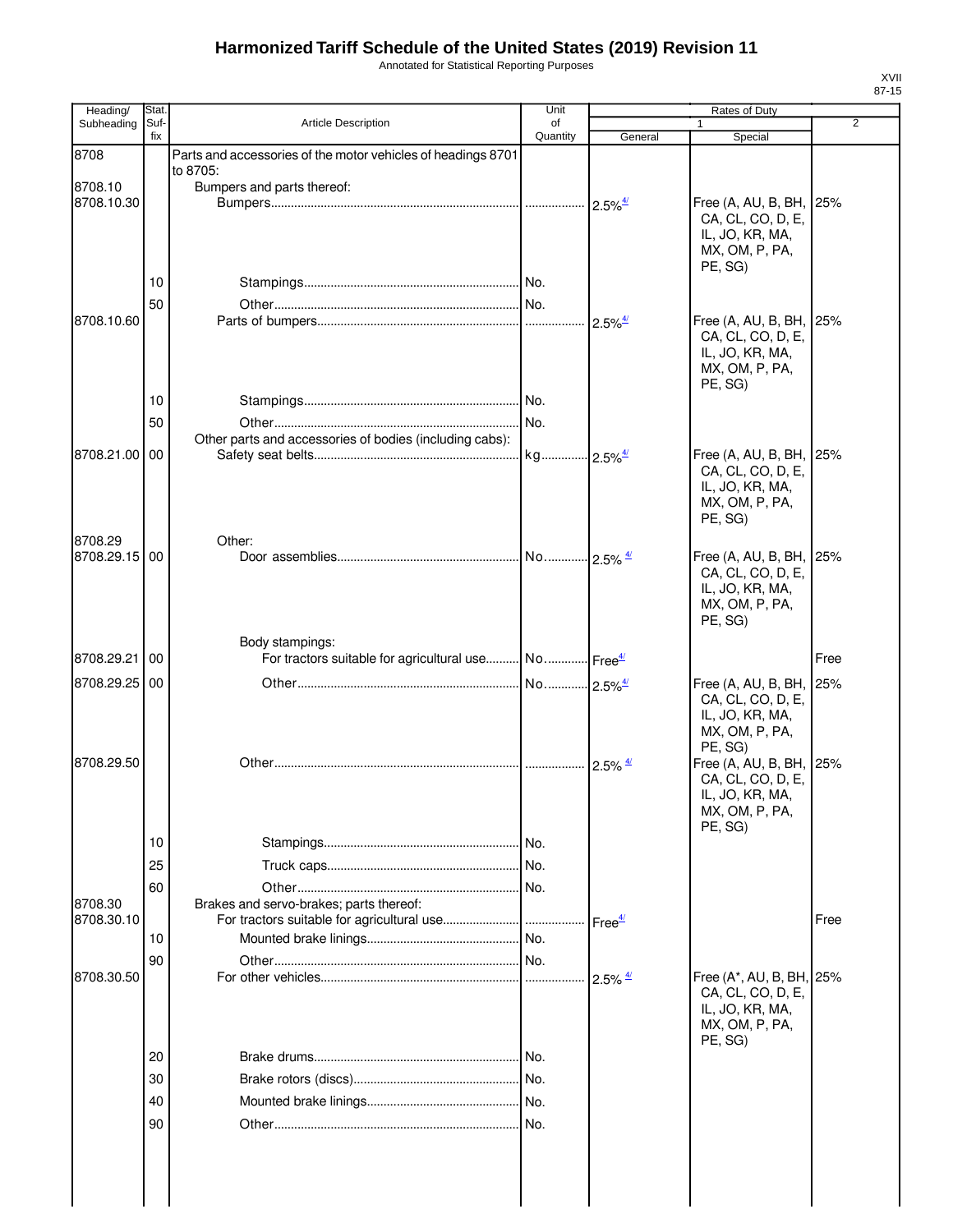# Harmonized Tariff Schedule of the United States (2019) Revision 11

Annotated for Statistical Reporting Purposes

XVII
87-15

| Heading/ Subheading | Stat. Suf- fix | Article Description | Unit of Quantity | Rates of Duty 1 General | Special | 2 |
|---|---|---|---|---|---|---|
| 8708 | | Parts and accessories of the motor vehicles of headings 8701 to 8705: | | | | |
| 8708.10 | | Bumpers and parts thereof: | | | | |
| 8708.10.30 | | Bumpers | | 2.5% [4/] | Free (A, AU, B, BH, CA, CL, CO, D, E, IL, JO, KR, MA, MX, OM, P, PA, PE, SG) | 25% |
| | 10 | Stampings | No. | | | |
| | 50 | Other | No. | | | |
| 8708.10.60 | | Parts of bumpers | | 2.5% [4/] | Free (A, AU, B, BH, CA, CL, CO, D, E, IL, JO, KR, MA, MX, OM, P, PA, PE, SG) | 25% |
| | 10 | Stampings | No. | | | |
| | 50 | Other | No. | | | |
| | | Other parts and accessories of bodies (including cabs): | | | | |
| 8708.21.00 | 00 | Safety seat belts | kg | 2.5% [4/] | Free (A, AU, B, BH, CA, CL, CO, D, E, IL, JO, KR, MA, MX, OM, P, PA, PE, SG) | 25% |
| 8708.29 | | Other: | | | | |
| 8708.29.15 | 00 | Door assemblies | No. | 2.5% [4/] | Free (A, AU, B, BH, CA, CL, CO, D, E, IL, JO, KR, MA, MX, OM, P, PA, PE, SG) | 25% |
| | | Body stampings: | | | | |
| 8708.29.21 | 00 | For tractors suitable for agricultural use | No. | Free [4/] | | Free |
| 8708.29.25 | 00 | Other | No. | 2.5% [4/] | Free (A, AU, B, BH, CA, CL, CO, D, E, IL, JO, KR, MA, MX, OM, P, PA, PE, SG) | 25% |
| 8708.29.50 | | Other | | 2.5% [4/] | Free (A, AU, B, BH, CA, CL, CO, D, E, IL, JO, KR, MA, MX, OM, P, PA, PE, SG) | 25% |
| | 10 | Stampings | No. | | | |
| | 25 | Truck caps | No. | | | |
| | 60 | Other | No. | | | |
| 8708.30 | | Brakes and servo-brakes; parts thereof: | | | | |
| 8708.30.10 | | For tractors suitable for agricultural use | | Free [4/] | | Free |
| | 10 | Mounted brake linings | No. | | | |
| | 90 | Other | No. | | | |
| 8708.30.50 | | For other vehicles | | 2.5% [4/] | Free (A*, AU, B, BH, CA, CL, CO, D, E, IL, JO, KR, MA, MX, OM, P, PA, PE, SG) | 25% |
| | 20 | Brake drums | No. | | | |
| | 30 | Brake rotors (discs) | No. | | | |
| | 40 | Mounted brake linings | No. | | | |
| | 90 | Other | No. | | | |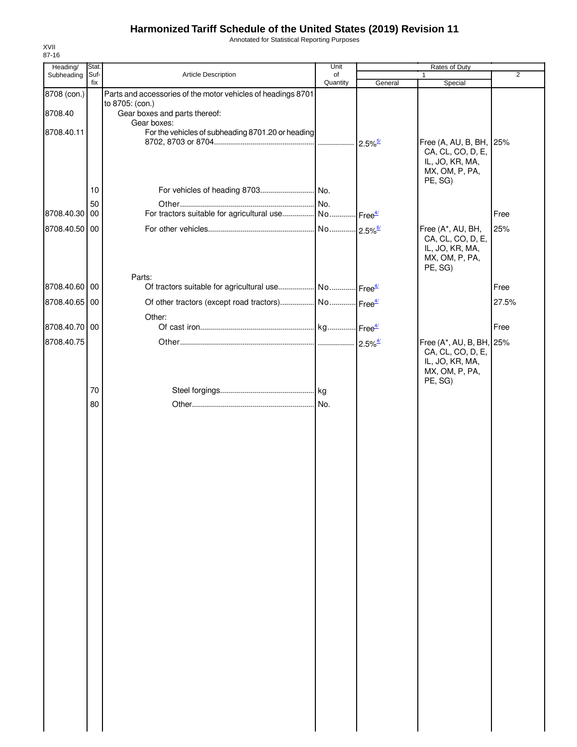# Harmonized Tariff Schedule of the United States (2019) Revision 11

Annotated for Statistical Reporting Purposes

XVII
87-16

| Heading/ Subheading | Stat. Suf- fix | Article Description | Unit of Quantity | Rates of Duty 1 General | Rates of Duty 1 Special | Rates of Duty 2 |
|---|---|---|---|---|---|---|
| 8708 (con.) | | Parts and accessories of the motor vehicles of headings 8701 to 8705: (con.) | | | | |
| 8708.40 | | Gear boxes and parts thereof: | | | | |
| | | Gear boxes: | | | | |
| 8708.40.11 | | For the vehicles of subheading 8701.20 or heading 8702, 8703 or 8704 | | 2.5%[5/] | Free (A, AU, B, BH, CA, CL, CO, D, E, IL, JO, KR, MA, MX, OM, P, PA, PE, SG) | 25% |
| | 10 | For vehicles of heading 8703 | No. | | | |
| | 50 | Other | No. | | | |
| 8708.40.30 | 00 | For tractors suitable for agricultural use | No. | Free[4/] | | Free |
| 8708.40.50 | 00 | For other vehicles | No. | 2.5%[6/] | Free (A*, AU, BH, CA, CL, CO, D, E, IL, JO, KR, MA, MX, OM, P, PA, PE, SG) | 25% |
| | | Parts: | | | | |
| 8708.40.60 | 00 | Of tractors suitable for agricultural use | No. | Free[4/] | | Free |
| 8708.40.65 | 00 | Of other tractors (except road tractors) | No. | Free[4/] | | 27.5% |
| | | Other: | | | | |
| 8708.40.70 | 00 | Of cast iron | kg | Free[4/] | | Free |
| 8708.40.75 | | Other | | 2.5%[4/] | Free (A*, AU, B, BH, CA, CL, CO, D, E, IL, JO, KR, MA, MX, OM, P, PA, PE, SG) | 25% |
| | 70 | Steel forgings | kg | | | |
| | 80 | Other | No. | | | |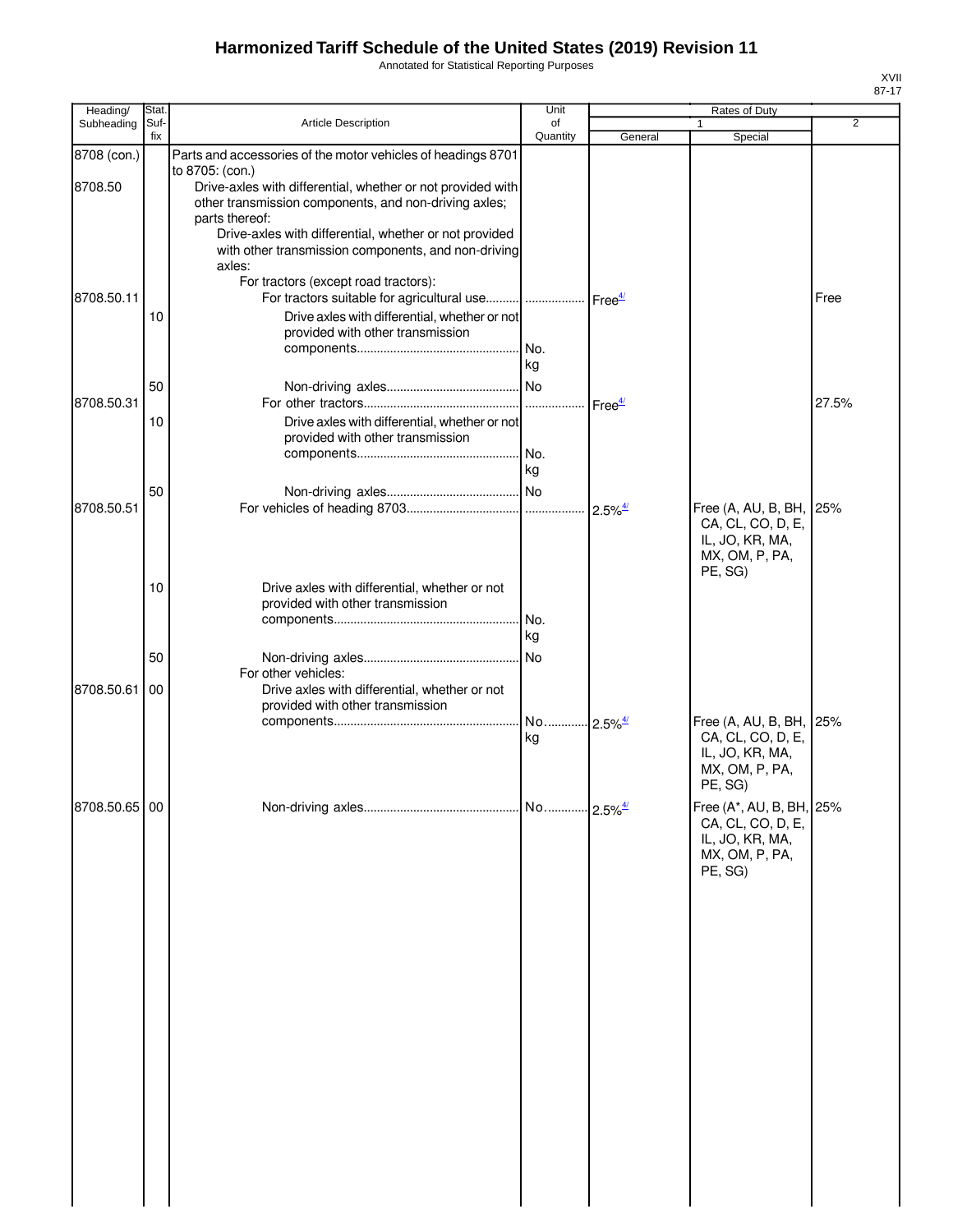# Harmonized Tariff Schedule of the United States (2019) Revision 11

Annotated for Statistical Reporting Purposes

XVII
87-17

| Heading/ Subheading | Stat. Suf- fix | Article Description | Unit of Quantity | Rates of Duty 1 General | Special | 2 |
|---|---|---|---|---|---|---|
| 8708 (con.) | | Parts and accessories of the motor vehicles of headings 8701 to 8705: (con.) | | | | |
| 8708.50 | | Drive-axles with differential, whether or not provided with other transmission components, and non-driving axles; parts thereof: | | | | |
| | | Drive-axles with differential, whether or not provided with other transmission components, and non-driving axles: | | | | |
| | | For tractors (except road tractors): | | | | |
| 8708.50.11 | | For tractors suitable for agricultural use | | Free[4/] | | Free |
| | 10 | Drive axles with differential, whether or not provided with other transmission components | No. kg | | | |
| | 50 | Non-driving axles | No | | | |
| 8708.50.31 | | For other tractors | | Free[4/] | | 27.5% |
| | 10 | Drive axles with differential, whether or not provided with other transmission components | No. kg | | | |
| | 50 | Non-driving axles | No | | | |
| 8708.50.51 | | For vehicles of heading 8703 | | 2.5%[4/] | Free (A, AU, B, BH, CA, CL, CO, D, E, IL, JO, KR, MA, MX, OM, P, PA, PE, SG) | 25% |
| | 10 | Drive axles with differential, whether or not provided with other transmission components | No. kg | | | |
| | 50 | Non-driving axles | No | | | |
| | | For other vehicles: | | | | |
| 8708.50.61 | 00 | Drive axles with differential, whether or not provided with other transmission components | No. kg | 2.5%[4/] | Free (A, AU, B, BH, CA, CL, CO, D, E, IL, JO, KR, MA, MX, OM, P, PA, PE, SG) | 25% |
| 8708.50.65 | 00 | Non-driving axles | No. | 2.5%[4/] | Free (A*, AU, B, BH, CA, CL, CO, D, E, IL, JO, KR, MA, MX, OM, P, PA, PE, SG) | 25% |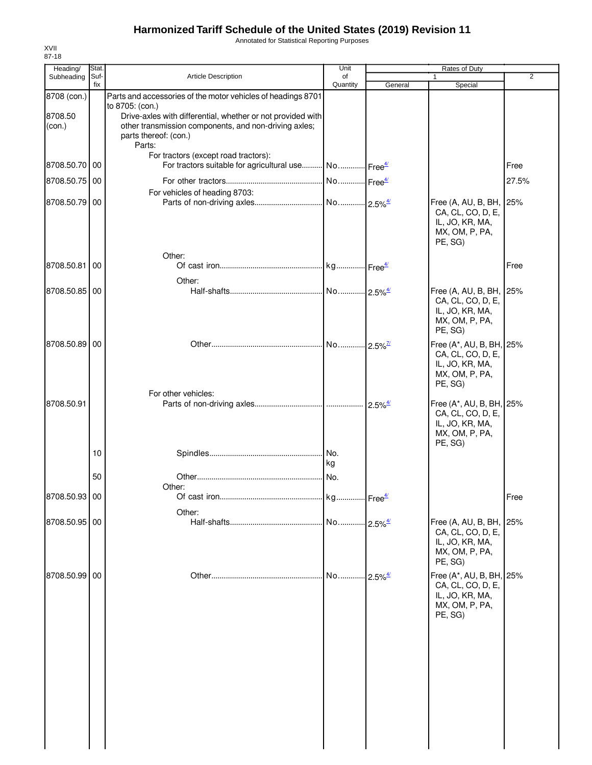# Harmonized Tariff Schedule of the United States (2019) Revision 11

Annotated for Statistical Reporting Purposes

XVII
87-18

| Heading/ Subheading | Stat. Suf-fix | Article Description | Unit of Quantity | Rates of Duty 1 General | Special | 2 |
|---|---|---|---|---|---|---|
| 8708 (con.) | | Parts and accessories of the motor vehicles of headings 8701 to 8705: (con.) | | | | |
| 8708.50 (con.) | | Drive-axles with differential, whether or not provided with other transmission components, and non-driving axles; parts thereof: (con.) | | | | |
| | | Parts: | | | | |
| | | For tractors (except road tractors): | | | | |
| 8708.50.70 | 00 | For tractors suitable for agricultural use | No. | Free[4/] | | Free |
| 8708.50.75 | 00 | For other tractors | No. | Free[4/] | | 27.5% |
| | | For vehicles of heading 8703: | | | | |
| 8708.50.79 | 00 | Parts of non-driving axles | No. | 2.5%[4/] | Free (A, AU, B, BH, CA, CL, CO, D, E, IL, JO, KR, MA, MX, OM, P, PA, PE, SG) | 25% |
| | | Other: | | | | |
| 8708.50.81 | 00 | Of cast iron | kg | Free[4/] | | Free |
| | | Other: | | | | |
| 8708.50.85 | 00 | Half-shafts | No. | 2.5%[4/] | Free (A, AU, B, BH, CA, CL, CO, D, E, IL, JO, KR, MA, MX, OM, P, PA, PE, SG) | 25% |
| 8708.50.89 | 00 | Other | No. | 2.5%[7/] | Free (A*, AU, B, BH, CA, CL, CO, D, E, IL, JO, KR, MA, MX, OM, P, PA, PE, SG) | 25% |
| | | For other vehicles: | | | | |
| 8708.50.91 | | Parts of non-driving axles | | 2.5%[4/] | Free (A*, AU, B, BH, CA, CL, CO, D, E, IL, JO, KR, MA, MX, OM, P, PA, PE, SG) | 25% |
| | 10 | Spindles | No. kg | | | |
| | 50 | Other | No. | | | |
| | | Other: | | | | |
| 8708.50.93 | 00 | Of cast iron | kg | Free[4/] | | Free |
| | | Other: | | | | |
| 8708.50.95 | 00 | Half-shafts | No. | 2.5%[4/] | Free (A, AU, B, BH, CA, CL, CO, D, E, IL, JO, KR, MA, MX, OM, P, PA, PE, SG) | 25% |
| 8708.50.99 | 00 | Other | No. | 2.5%[4/] | Free (A*, AU, B, BH, CA, CL, CO, D, E, IL, JO, KR, MA, MX, OM, P, PA, PE, SG) | 25% |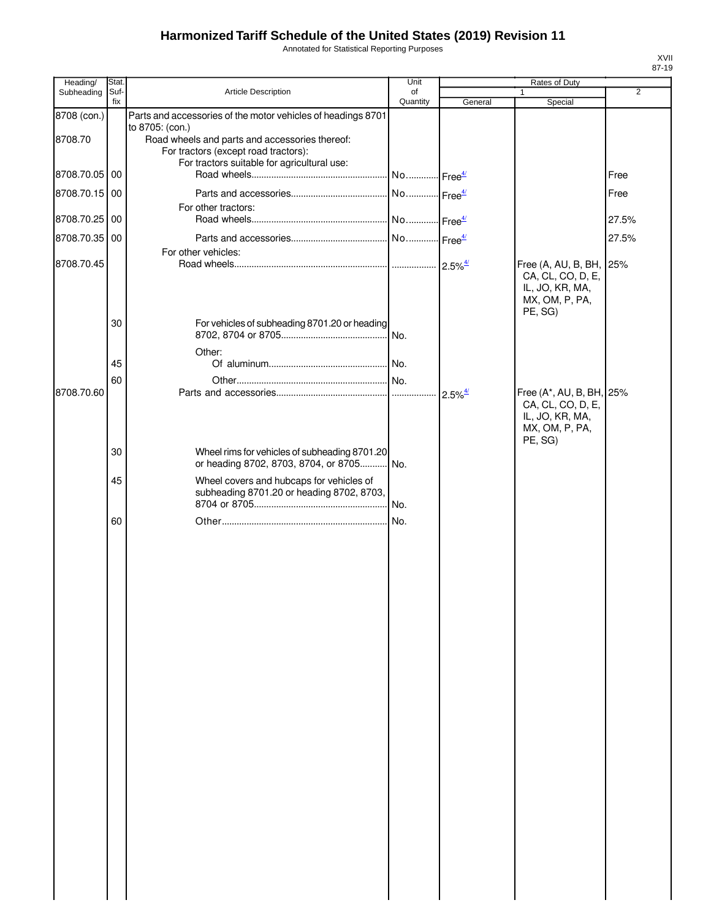# Harmonized Tariff Schedule of the United States (2019) Revision 11

Annotated for Statistical Reporting Purposes

XVII
87-19

| Heading/ Subheading | Stat. Suf- fix | Article Description | Unit of Quantity | Rates of Duty 1 General | Special | 2 |
|---|---|---|---|---|---|---|
| 8708 (con.) | | Parts and accessories of the motor vehicles of headings 8701 to 8705: (con.) | | | | |
| 8708.70 | | Road wheels and parts and accessories thereof: | | | | |
| | | For tractors (except road tractors): | | | | |
| | | For tractors suitable for agricultural use: | | | | |
| 8708.70.05 | 00 | Road wheels | No. | Free[4/] | | Free |
| 8708.70.15 | 00 | Parts and accessories | No. | Free[4/] | | Free |
| | | For other tractors: | | | | |
| 8708.70.25 | 00 | Road wheels | No. | Free[4/] | | 27.5% |
| 8708.70.35 | 00 | Parts and accessories | No. | Free[4/] | | 27.5% |
| | | For other vehicles: | | | | |
| 8708.70.45 | | Road wheels | | 2.5%[4/] | Free (A, AU, B, BH, CA, CL, CO, D, E, IL, JO, KR, MA, MX, OM, P, PA, PE, SG) | 25% |
| | 30 | For vehicles of subheading 8701.20 or heading 8702, 8704 or 8705 | No. | | | |
| | | Other: | | | | |
| | 45 | Of aluminum | No. | | | |
| | 60 | Other | No. | | | |
| 8708.70.60 | | Parts and accessories | | 2.5%[4/] | Free (A*, AU, B, BH, CA, CL, CO, D, E, IL, JO, KR, MA, MX, OM, P, PA, PE, SG) | 25% |
| | 30 | Wheel rims for vehicles of subheading 8701.20 or heading 8702, 8703, 8704, or 8705 | No. | | | |
| | 45 | Wheel covers and hubcaps for vehicles of subheading 8701.20 or heading 8702, 8703, 8704 or 8705 | No. | | | |
| | 60 | Other | No. | | | |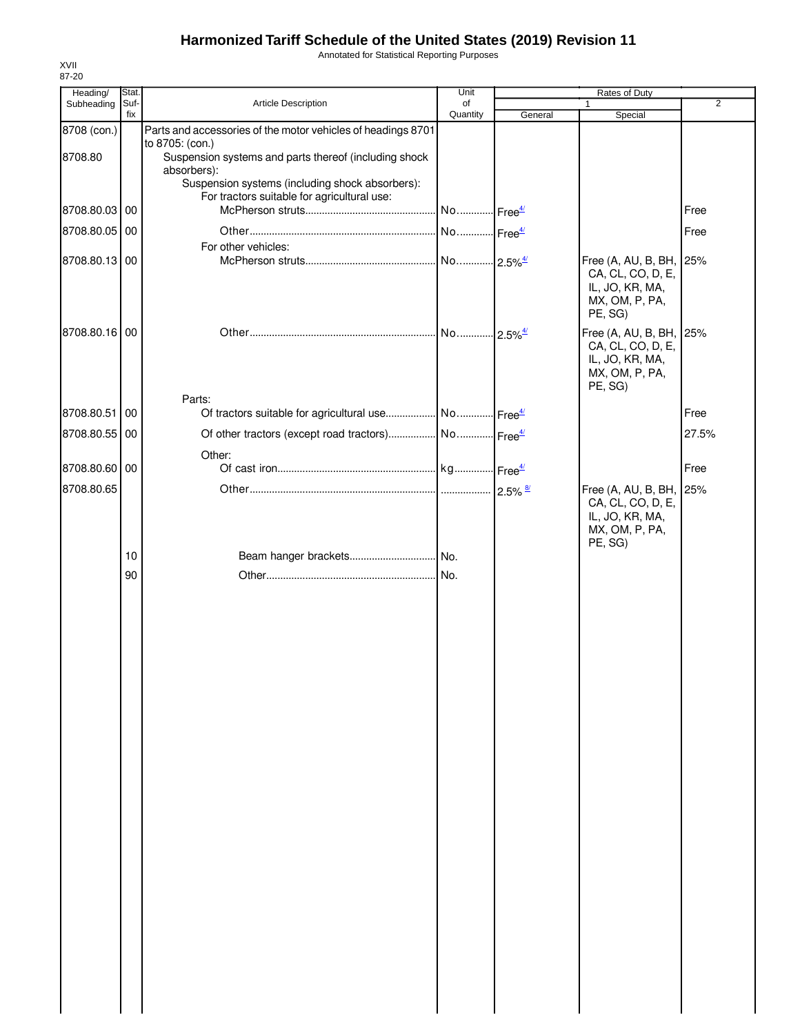# Harmonized Tariff Schedule of the United States (2019) Revision 11

Annotated for Statistical Reporting Purposes

XVII
87-20

| Heading/ Subheading | Stat. Suf- fix | Article Description | Unit of Quantity | Rates of Duty 1 General | Special | 2 |
|---|---|---|---|---|---|---|
| 8708 (con.) | | Parts and accessories of the motor vehicles of headings 8701 to 8705: (con.) | | | | |
| 8708.80 | | Suspension systems and parts thereof (including shock absorbers): | | | | |
| | | Suspension systems (including shock absorbers): | | | | |
| | | For tractors suitable for agricultural use: | | | | |
| 8708.80.03 | 00 | McPherson struts | No. | Free[4/] | | Free |
| 8708.80.05 | 00 | Other | No. | Free[4/] | | Free |
| | | For other vehicles: | | | | |
| 8708.80.13 | 00 | McPherson struts | No. | 2.5%[4/] | Free (A, AU, B, BH, CA, CL, CO, D, E, IL, JO, KR, MA, MX, OM, P, PA, PE, SG) | 25% |
| 8708.80.16 | 00 | Other | No. | 2.5%[4/] | Free (A, AU, B, BH, CA, CL, CO, D, E, IL, JO, KR, MA, MX, OM, P, PA, PE, SG) | 25% |
| | | Parts: | | | | |
| 8708.80.51 | 00 | Of tractors suitable for agricultural use | No. | Free[4/] | | Free |
| 8708.80.55 | 00 | Of other tractors (except road tractors) | No. | Free[4/] | | 27.5% |
| | | Other: | | | | |
| 8708.80.60 | 00 | Of cast iron | kg | Free[4/] | | Free |
| 8708.80.65 | | Other | | 2.5%[8/] | Free (A, AU, B, BH, CA, CL, CO, D, E, IL, JO, KR, MA, MX, OM, P, PA, PE, SG) | 25% |
| | 10 | Beam hanger brackets | No. | | | |
| | 90 | Other | No. | | | |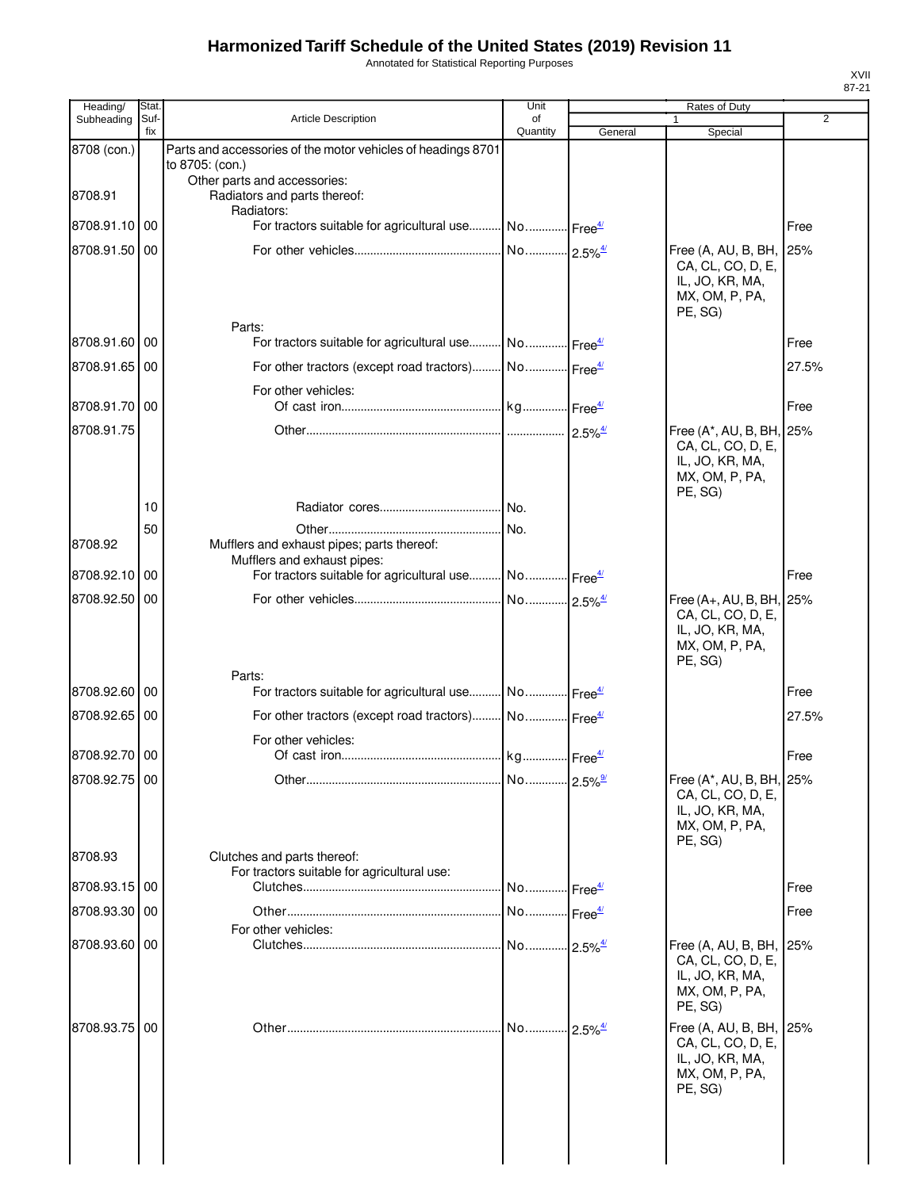# Harmonized Tariff Schedule of the United States (2019) Revision 11

Annotated for Statistical Reporting Purposes

| Heading/ Subheading | Stat. Suf- fix | Article Description | Unit of Quantity | Rates of Duty 1 General | Special | 2 |
|---|---|---|---|---|---|---|
| 8708 (con.) | | Parts and accessories of the motor vehicles of headings 8701 to 8705: (con.) | | | | |
| | | Other parts and accessories: | | | | |
| 8708.91 | | Radiators and parts thereof: | | | | |
| | | Radiators: | | | | |
| 8708.91.10 | 00 | For tractors suitable for agricultural use | No. | Free[4/] | | Free |
| 8708.91.50 | 00 | For other vehicles | No. | 2.5%[4/] | Free (A, AU, B, BH, CA, CL, CO, D, E, IL, JO, KR, MA, MX, OM, P, PA, PE, SG) | 25% |
| | | Parts: | | | | |
| 8708.91.60 | 00 | For tractors suitable for agricultural use | No. | Free[4/] | | Free |
| 8708.91.65 | 00 | For other tractors (except road tractors) | No. | Free[4/] | | 27.5% |
| | | For other vehicles: | | | | |
| 8708.91.70 | 00 | Of cast iron | kg | Free[4/] | | Free |
| 8708.91.75 | | Other | | 2.5%[4/] | Free (A*, AU, B, BH, CA, CL, CO, D, E, IL, JO, KR, MA, MX, OM, P, PA, PE, SG) | 25% |
| | 10 | Radiator cores | No. | | | |
| | 50 | Other | No. | | | |
| 8708.92 | | Mufflers and exhaust pipes; parts thereof: | | | | |
| | | Mufflers and exhaust pipes: | | | | |
| 8708.92.10 | 00 | For tractors suitable for agricultural use | No. | Free[4/] | | Free |
| 8708.92.50 | 00 | For other vehicles | No. | 2.5%[4/] | Free (A+, AU, B, BH, CA, CL, CO, D, E, IL, JO, KR, MA, MX, OM, P, PA, PE, SG) | 25% |
| | | Parts: | | | | |
| 8708.92.60 | 00 | For tractors suitable for agricultural use | No. | Free[4/] | | Free |
| 8708.92.65 | 00 | For other tractors (except road tractors) | No. | Free[4/] | | 27.5% |
| | | For other vehicles: | | | | |
| 8708.92.70 | 00 | Of cast iron | kg | Free[4/] | | Free |
| 8708.92.75 | 00 | Other | No. | 2.5%[9/] | Free (A*, AU, B, BH, CA, CL, CO, D, E, IL, JO, KR, MA, MX, OM, P, PA, PE, SG) | 25% |
| 8708.93 | | Clutches and parts thereof: | | | | |
| | | For tractors suitable for agricultural use: | | | | |
| 8708.93.15 | 00 | Clutches | No. | Free[4/] | | Free |
| 8708.93.30 | 00 | Other | No. | Free[4/] | | Free |
| | | For other vehicles: | | | | |
| 8708.93.60 | 00 | Clutches | No. | 2.5%[4/] | Free (A, AU, B, BH, CA, CL, CO, D, E, IL, JO, KR, MA, MX, OM, P, PA, PE, SG) | 25% |
| 8708.93.75 | 00 | Other | No. | 2.5%[4/] | Free (A, AU, B, BH, CA, CL, CO, D, E, IL, JO, KR, MA, MX, OM, P, PA, PE, SG) | 25% |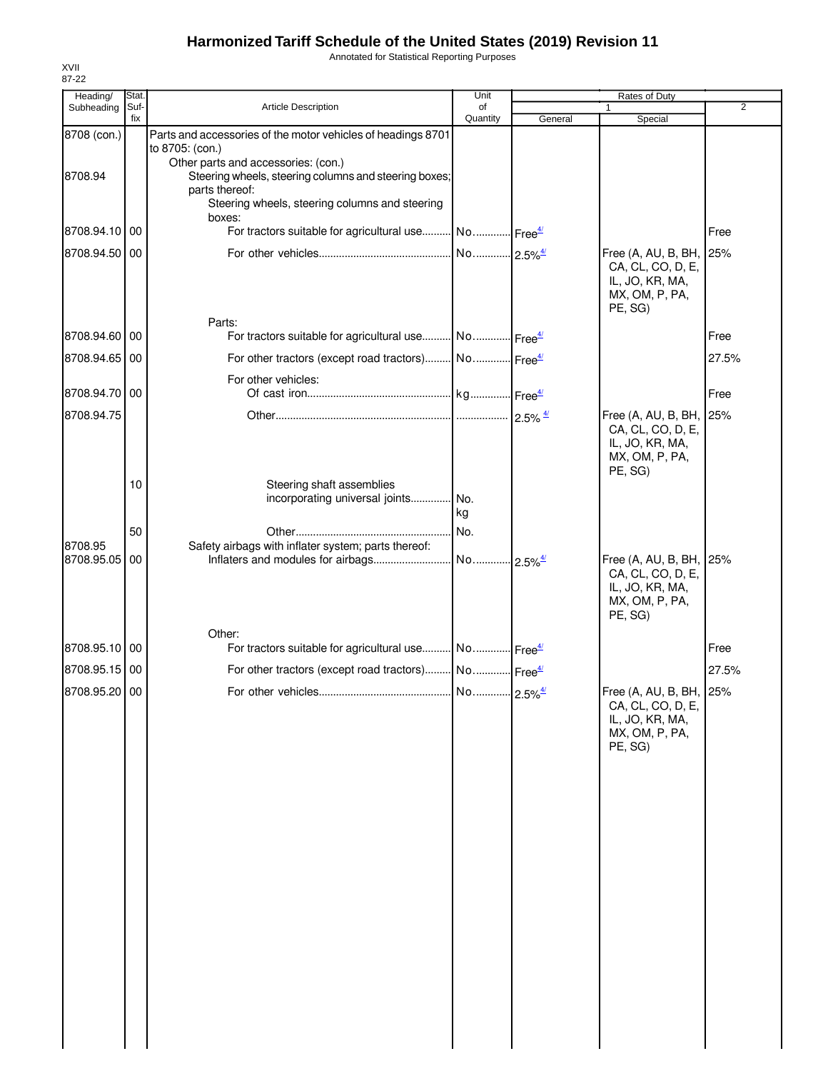# Harmonized Tariff Schedule of the United States (2019) Revision 11

Annotated for Statistical Reporting Purposes

XVII
87-22

| Heading/ Subheading | Stat. Suf-fix | Article Description | Unit of Quantity | Rates of Duty 1 General | Rates of Duty 1 Special | 2 |
|---|---|---|---|---|---|---|
| 8708 (con.) | | Parts and accessories of the motor vehicles of headings 8701 to 8705: (con.) | | | | |
| | | Other parts and accessories: (con.) | | | | |
| 8708.94 | | Steering wheels, steering columns and steering boxes; parts thereof: | | | | |
| | | Steering wheels, steering columns and steering boxes: | | | | |
| 8708.94.10 | 00 | For tractors suitable for agricultural use | No. | Free[4/] | | Free |
| 8708.94.50 | 00 | For other vehicles | No. | 2.5%[4/] | Free (A, AU, B, BH, CA, CL, CO, D, E, IL, JO, KR, MA, MX, OM, P, PA, PE, SG) | 25% |
| | | Parts: | | | | |
| 8708.94.60 | 00 | For tractors suitable for agricultural use | No. | Free[4/] | | Free |
| 8708.94.65 | 00 | For other tractors (except road tractors) | No. | Free[4/] | | 27.5% |
| | | For other vehicles: | | | | |
| 8708.94.70 | 00 | Of cast iron | kg | Free[4/] | | Free |
| 8708.94.75 | | Other | | 2.5%[4/] | Free (A, AU, B, BH, CA, CL, CO, D, E, IL, JO, KR, MA, MX, OM, P, PA, PE, SG) | 25% |
| | 10 | Steering shaft assemblies incorporating universal joints | No. kg | | | |
| | 50 | Other | No. | | | |
| 8708.95 | | Safety airbags with inflater system; parts thereof: | | | | |
| 8708.95.05 | 00 | Inflaters and modules for airbags | No. | 2.5%[4/] | Free (A, AU, B, BH, CA, CL, CO, D, E, IL, JO, KR, MA, MX, OM, P, PA, PE, SG) | 25% |
| | | Other: | | | | |
| 8708.95.10 | 00 | For tractors suitable for agricultural use | No. | Free[4/] | | Free |
| 8708.95.15 | 00 | For other tractors (except road tractors) | No. | Free[4/] | | 27.5% |
| 8708.95.20 | 00 | For other vehicles | No. | 2.5%[4/] | Free (A, AU, B, BH, CA, CL, CO, D, E, IL, JO, KR, MA, MX, OM, P, PA, PE, SG) | 25% |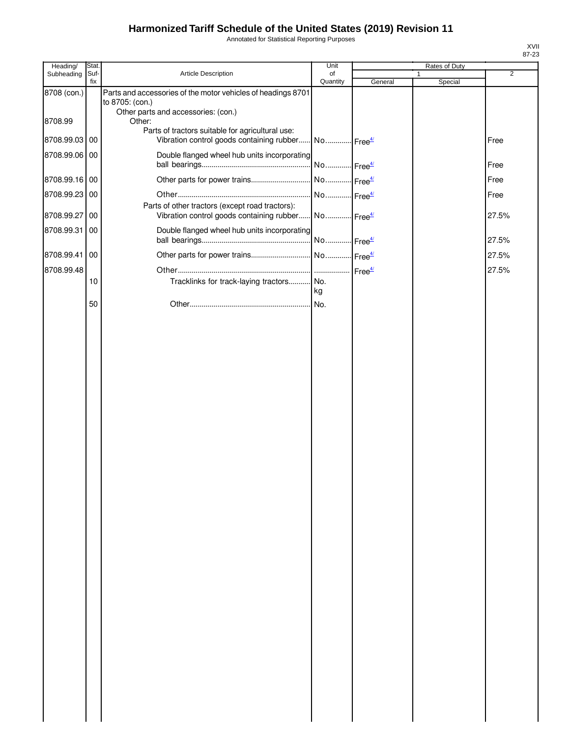# Harmonized Tariff Schedule of the United States (2019) Revision 11

Annotated for Statistical Reporting Purposes

| Heading/ Subheading | Stat. Suf- fix | Article Description | Unit of Quantity | Rates of Duty 1 General | Rates of Duty 1 Special | Rates of Duty 2 |
|---|---|---|---|---|---|---|
| 8708 (con.) | | Parts and accessories of the motor vehicles of headings 8701 to 8705: (con.) | | | | |
| | | Other parts and accessories: (con.) | | | | |
| 8708.99 | | Other: | | | | |
| | | Parts of tractors suitable for agricultural use: | | | | |
| 8708.99.03 | 00 | Vibration control goods containing rubber | No. | Free[4/] | | Free |
| 8708.99.06 | 00 | Double flanged wheel hub units incorporating ball bearings | No. | Free[4/] | | Free |
| 8708.99.16 | 00 | Other parts for power trains | No. | Free[4/] | | Free |
| 8708.99.23 | 00 | Other | No. | Free[4/] | | Free |
| | | Parts of other tractors (except road tractors): | | | | |
| 8708.99.27 | 00 | Vibration control goods containing rubber | No. | Free[4/] | | 27.5% |
| 8708.99.31 | 00 | Double flanged wheel hub units incorporating ball bearings | No. | Free[4/] | | 27.5% |
| 8708.99.41 | 00 | Other parts for power trains | No. | Free[4/] | | 27.5% |
| 8708.99.48 | | Other | | Free[4/] | | 27.5% |
| | 10 | Tracklinks for track-laying tractors | No. kg | | | |
| | 50 | Other | No. | | | |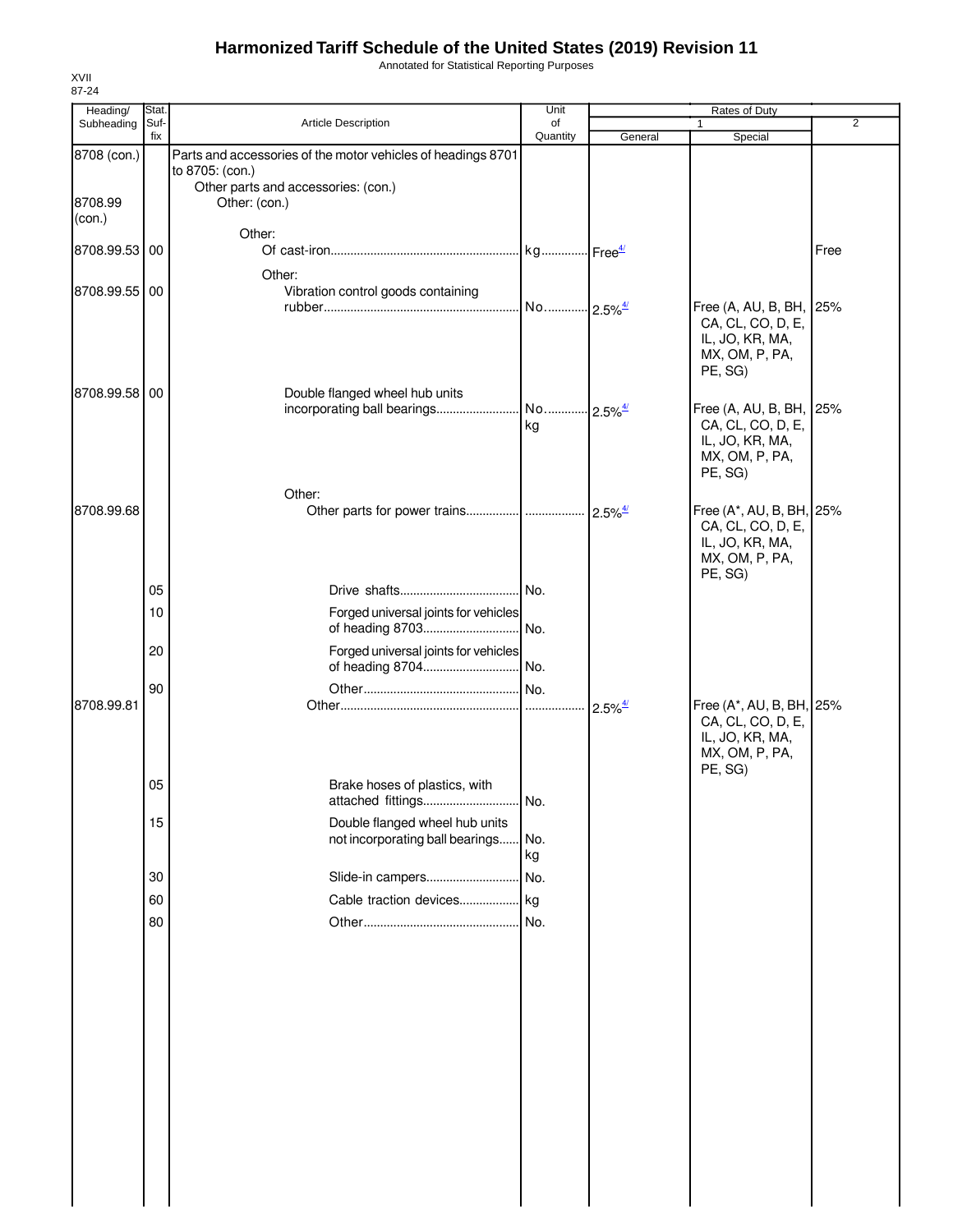# Harmonized Tariff Schedule of the United States (2019) Revision 11

Annotated for Statistical Reporting Purposes

XVII
87-24

| Heading/ Subheading | Stat. Suf-fix | Article Description | Unit of Quantity | Rates of Duty 1 General | Special | 2 |
|---|---|---|---|---|---|---|
| 8708 (con.) | | Parts and accessories of the motor vehicles of headings 8701 to 8705: (con.) | | | | |
| | | Other parts and accessories: (con.) | | | | |
| 8708.99 (con.) | | Other: (con.) | | | | |
| | | Other: | | | | |
| 8708.99.53 | 00 | Of cast-iron | kg | Free[4/] | | Free |
| | | Other: | | | | |
| 8708.99.55 | 00 | Vibration control goods containing rubber | No. | 2.5%[4/] | Free (A, AU, B, BH, CA, CL, CO, D, E, IL, JO, KR, MA, MX, OM, P, PA, PE, SG) | 25% |
| 8708.99.58 | 00 | Double flanged wheel hub units incorporating ball bearings | No. kg | 2.5%[4/] | Free (A, AU, B, BH, CA, CL, CO, D, E, IL, JO, KR, MA, MX, OM, P, PA, PE, SG) | 25% |
| | | Other: | | | | |
| 8708.99.68 | | Other parts for power trains | | 2.5%[4/] | Free (A*, AU, B, BH, CA, CL, CO, D, E, IL, JO, KR, MA, MX, OM, P, PA, PE, SG) | 25% |
| | 05 | Drive shafts | No. | | | |
| | 10 | Forged universal joints for vehicles of heading 8703 | No. | | | |
| | 20 | Forged universal joints for vehicles of heading 8704 | No. | | | |
| | 90 | Other | No. | | | |
| 8708.99.81 | | Other | | 2.5%[4/] | Free (A*, AU, B, BH, CA, CL, CO, D, E, IL, JO, KR, MA, MX, OM, P, PA, PE, SG) | 25% |
| | 05 | Brake hoses of plastics, with attached fittings | No. | | | |
| | 15 | Double flanged wheel hub units not incorporating ball bearings | No. kg | | | |
| | 30 | Slide-in campers | No. | | | |
| | 60 | Cable traction devices | kg | | | |
| | 80 | Other | No. | | | |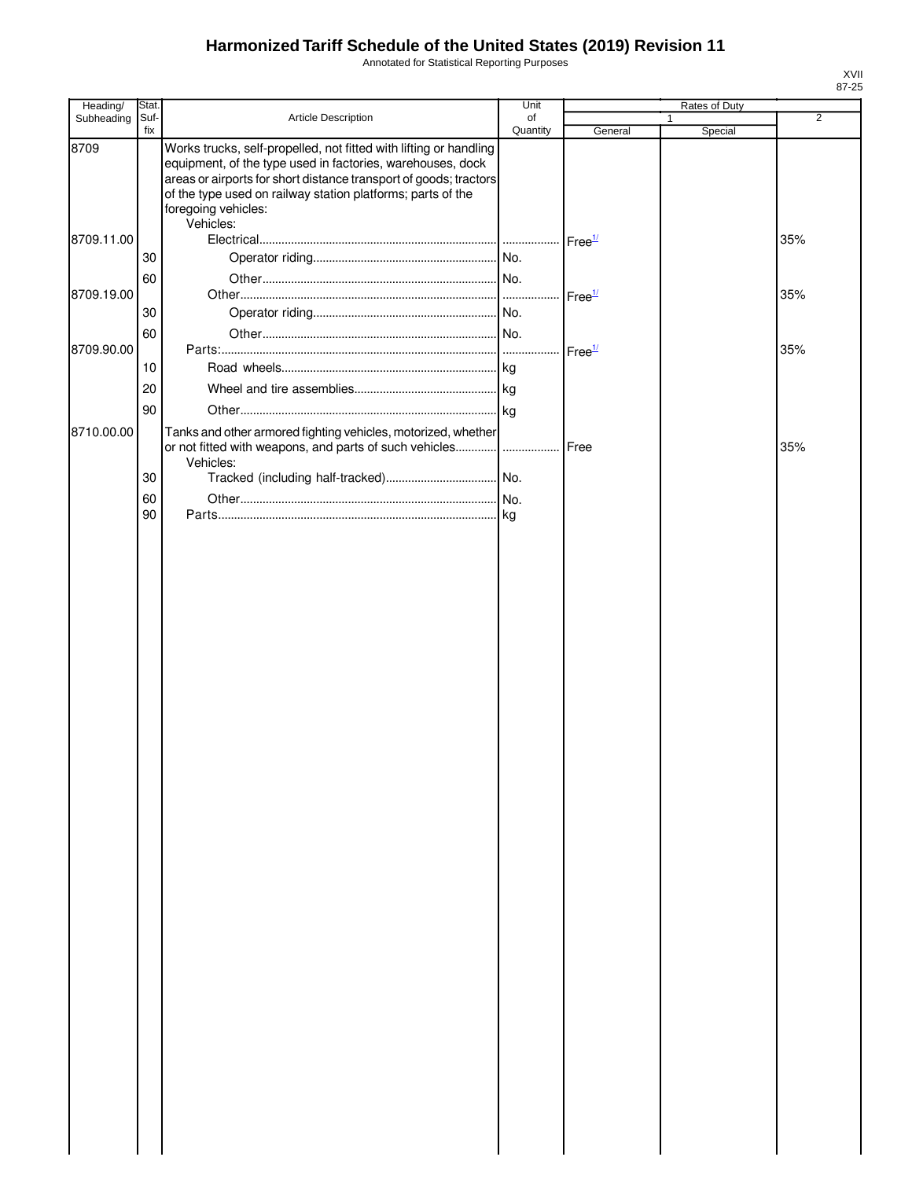# Harmonized Tariff Schedule of the United States (2019) Revision 11

Annotated for Statistical Reporting Purposes

XVII
87-25

| Heading/ Subheading | Stat. Suf- fix | Article Description | Unit of Quantity | Rates of Duty 1 General | Special | 2 |
|---|---|---|---|---|---|---|
| 8709 | | Works trucks, self-propelled, not fitted with lifting or handling equipment, of the type used in factories, warehouses, dock areas or airports for short distance transport of goods; tractors of the type used on railway station platforms; parts of the foregoing vehicles: | | | | |
| | | Vehicles: | | | | |
| 8709.11.00 | | Electrical | | Free[1/] | | 35% |
| | 30 | Operator riding | No. | | | |
| | 60 | Other | No. | | | |
| 8709.19.00 | | Other | | Free[1/] | | 35% |
| | 30 | Operator riding | No. | | | |
| | 60 | Other | No. | | | |
| 8709.90.00 | | Parts: | | Free[1/] | | 35% |
| | 10 | Road wheels | kg | | | |
| | 20 | Wheel and tire assemblies | kg | | | |
| | 90 | Other | kg | | | |
| 8710.00.00 | | Tanks and other armored fighting vehicles, motorized, whether or not fitted with weapons, and parts of such vehicles | | Free | | 35% |
| | | Vehicles: | | | | |
| | 30 | Tracked (including half-tracked) | No. | | | |
| | 60 | Other | No. | | | |
| | 90 | Parts | kg | | | |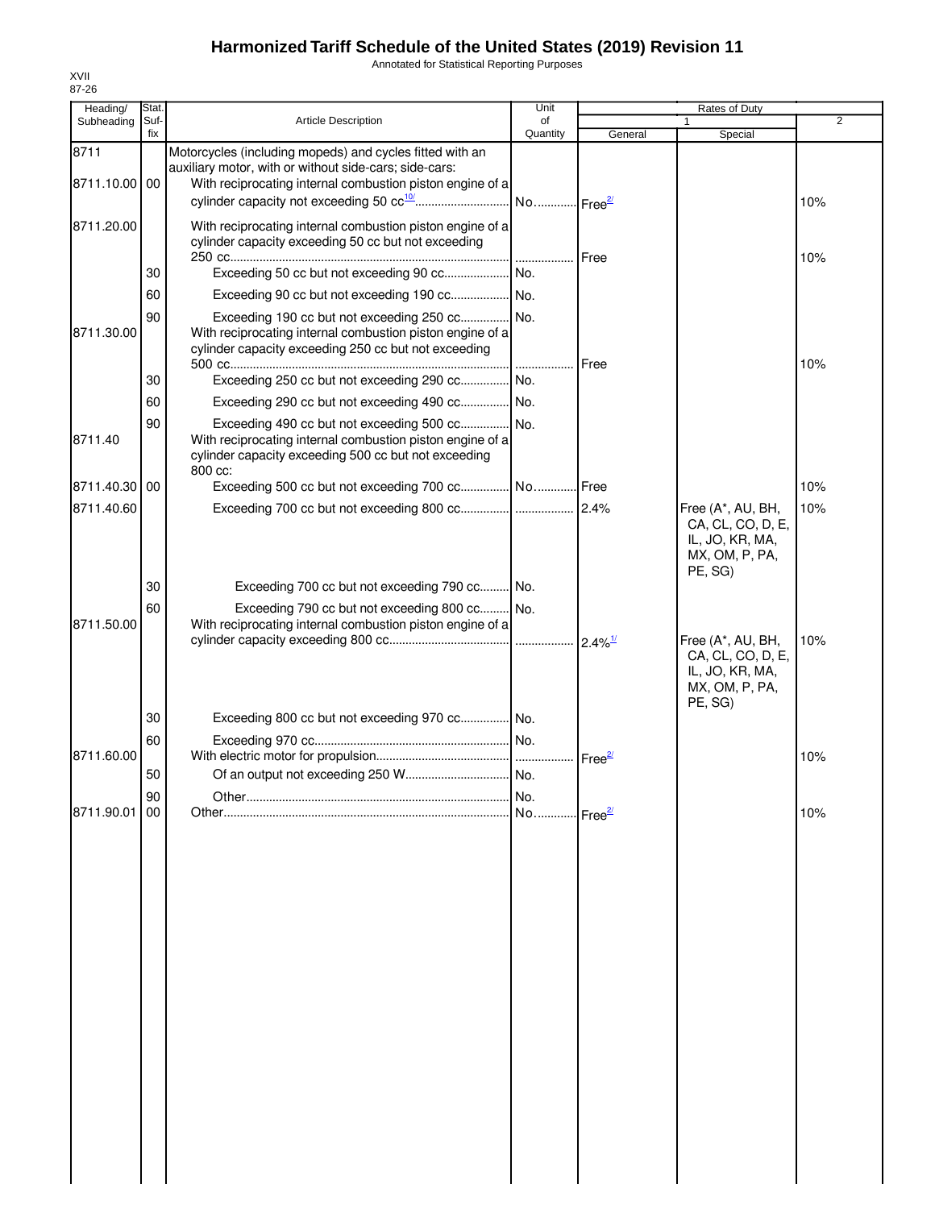# Harmonized Tariff Schedule of the United States (2019) Revision 11

Annotated for Statistical Reporting Purposes

XVII
87-26

| Heading/ Subheading | Stat. Suf-fix | Article Description | Unit of Quantity | Rates of Duty 1 General | Special | 2 |
|---|---|---|---|---|---|---|
| 8711 | | Motorcycles (including mopeds) and cycles fitted with an auxiliary motor, with or without side-cars; side-cars: | | | | |
| 8711.10.00 | 00 | With reciprocating internal combustion piston engine of a cylinder capacity not exceeding 50 cc[10/] | No. | Free[2/] | | 10% |
| 8711.20.00 | | With reciprocating internal combustion piston engine of a cylinder capacity exceeding 50 cc but not exceeding 250 cc | | Free | | 10% |
| | 30 | Exceeding 50 cc but not exceeding 90 cc | No. | | | |
| | 60 | Exceeding 90 cc but not exceeding 190 cc | No. | | | |
| | 90 | Exceeding 190 cc but not exceeding 250 cc | No. | | | |
| 8711.30.00 | | With reciprocating internal combustion piston engine of a cylinder capacity exceeding 250 cc but not exceeding 500 cc | | Free | | 10% |
| | 30 | Exceeding 250 cc but not exceeding 290 cc | No. | | | |
| | 60 | Exceeding 290 cc but not exceeding 490 cc | No. | | | |
| | 90 | Exceeding 490 cc but not exceeding 500 cc | No. | | | |
| 8711.40 | | With reciprocating internal combustion piston engine of a cylinder capacity exceeding 500 cc but not exceeding 800 cc: | | | | |
| 8711.40.30 | 00 | Exceeding 500 cc but not exceeding 700 cc | No. | Free | | 10% |
| 8711.40.60 | | Exceeding 700 cc but not exceeding 800 cc | | 2.4% | Free (A*, AU, BH, CA, CL, CO, D, E, IL, JO, KR, MA, MX, OM, P, PA, PE, SG) | 10% |
| | 30 | Exceeding 700 cc but not exceeding 790 cc | No. | | | |
| | 60 | Exceeding 790 cc but not exceeding 800 cc | No. | | | |
| 8711.50.00 | | With reciprocating internal combustion piston engine of a cylinder capacity exceeding 800 cc | | 2.4%[1/] | Free (A*, AU, BH, CA, CL, CO, D, E, IL, JO, KR, MA, MX, OM, P, PA, PE, SG) | 10% |
| | 30 | Exceeding 800 cc but not exceeding 970 cc | No. | | | |
| | 60 | Exceeding 970 cc | No. | | | |
| 8711.60.00 | | With electric motor for propulsion | | Free[2/] | | 10% |
| | 50 | Of an output not exceeding 250 W | No. | | | |
| | 90 | Other | No. | | | |
| 8711.90.01 | 00 | Other | No. | Free[2/] | | 10% |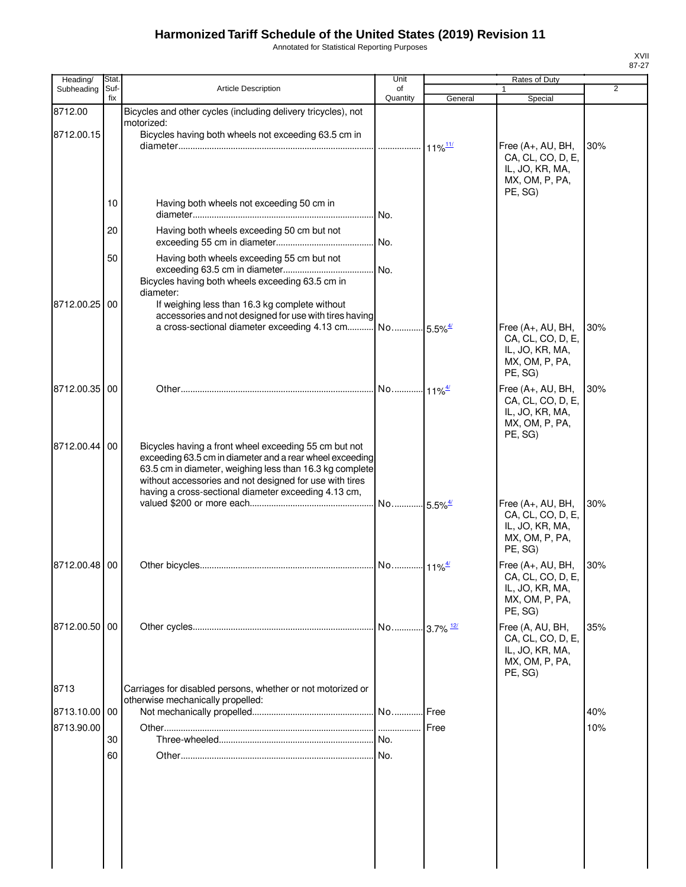# Harmonized Tariff Schedule of the United States (2019) Revision 11

Annotated for Statistical Reporting Purposes

XVII
87-27

| Heading/ Subheading | Stat. Suf-fix | Article Description | Unit of Quantity | Rates of Duty 1 General | Special | 2 |
|---|---|---|---|---|---|---|
| 8712.00 | | Bicycles and other cycles (including delivery tricycles), not motorized: | | | | |
| 8712.00.15 | | Bicycles having both wheels not exceeding 63.5 cm in diameter | | 11%[11/] | Free (A+, AU, BH, CA, CL, CO, D, E, IL, JO, KR, MA, MX, OM, P, PA, PE, SG) | 30% |
| | 10 | Having both wheels not exceeding 50 cm in diameter | No. | | | |
| | 20 | Having both wheels exceeding 50 cm but not exceeding 55 cm in diameter | No. | | | |
| | 50 | Having both wheels exceeding 55 cm but not exceeding 63.5 cm in diameter | No. | | | |
| | | Bicycles having both wheels exceeding 63.5 cm in diameter: | | | | |
| 8712.00.25 | 00 | If weighing less than 16.3 kg complete without accessories and not designed for use with tires having a cross-sectional diameter exceeding 4.13 cm | No. | 5.5%[4/] | Free (A+, AU, BH, CA, CL, CO, D, E, IL, JO, KR, MA, MX, OM, P, PA, PE, SG) | 30% |
| 8712.00.35 | 00 | Other | No. | 11%[4/] | Free (A+, AU, BH, CA, CL, CO, D, E, IL, JO, KR, MA, MX, OM, P, PA, PE, SG) | 30% |
| 8712.00.44 | 00 | Bicycles having a front wheel exceeding 55 cm but not exceeding 63.5 cm in diameter and a rear wheel exceeding 63.5 cm in diameter, weighing less than 16.3 kg complete without accessories and not designed for use with tires having a cross-sectional diameter exceeding 4.13 cm, valued $200 or more each | No. | 5.5%[4/] | Free (A+, AU, BH, CA, CL, CO, D, E, IL, JO, KR, MA, MX, OM, P, PA, PE, SG) | 30% |
| 8712.00.48 | 00 | Other bicycles | No. | 11%[4/] | Free (A+, AU, BH, CA, CL, CO, D, E, IL, JO, KR, MA, MX, OM, P, PA, PE, SG) | 30% |
| 8712.00.50 | 00 | Other cycles | No. | 3.7% [12/] | Free (A, AU, BH, CA, CL, CO, D, E, IL, JO, KR, MA, MX, OM, P, PA, PE, SG) | 35% |
| 8713 | | Carriages for disabled persons, whether or not motorized or otherwise mechanically propelled: | | | | |
| 8713.10.00 | 00 | Not mechanically propelled | No. | Free | | 40% |
| 8713.90.00 | | Other | | Free | | 10% |
| | 30 | Three-wheeled | No. | | | |
| | 60 | Other | No. | | | |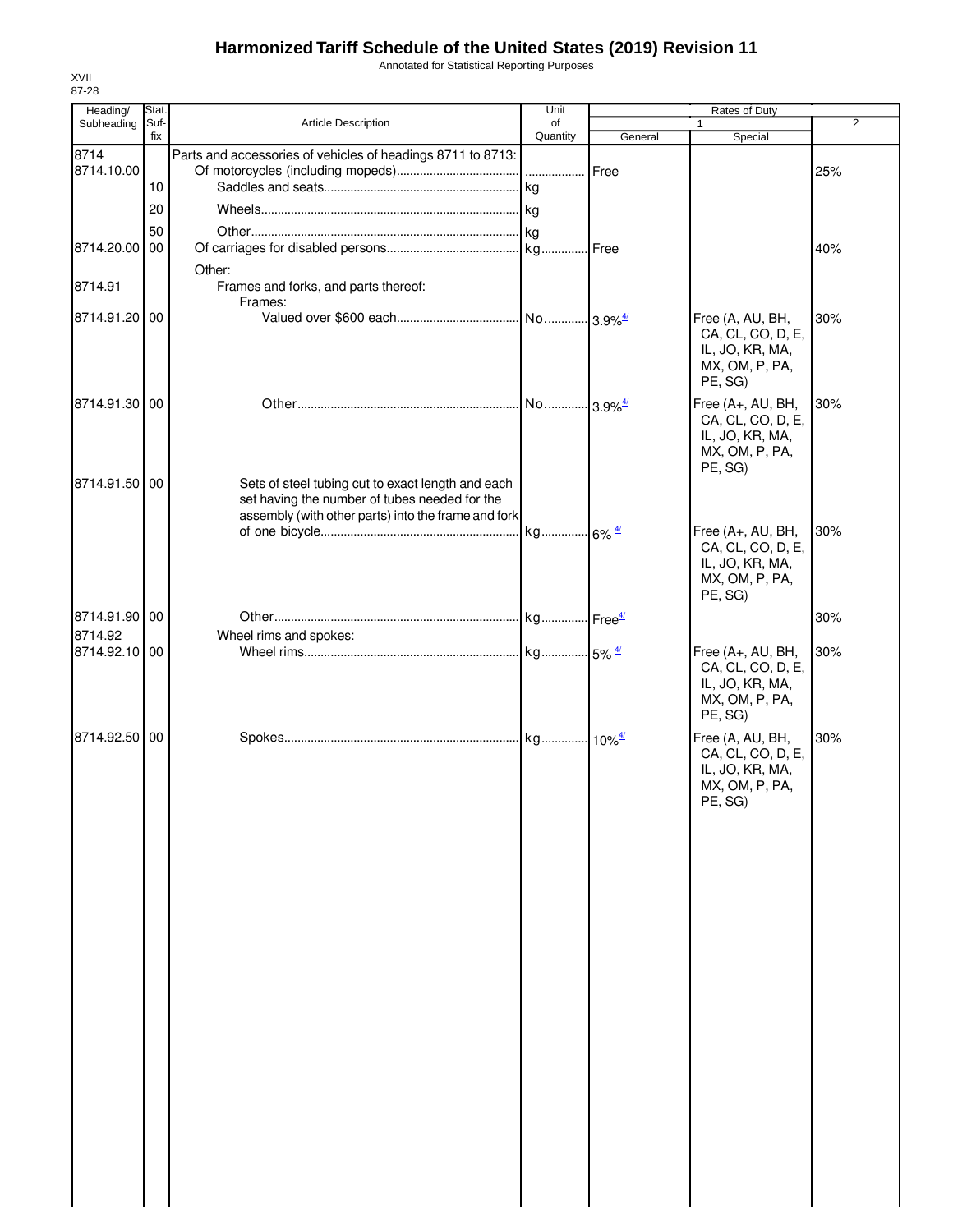# Harmonized Tariff Schedule of the United States (2019) Revision 11

Annotated for Statistical Reporting Purposes

XVII
87-28

| Heading/ Subheading | Stat. Suf- fix | Article Description | Unit of Quantity | Rates of Duty 1 General | Special | 2 |
|---|---|---|---|---|---|---|
| 8714 | | Parts and accessories of vehicles of headings 8711 to 8713: | | | | |
| 8714.10.00 | | Of motorcycles (including mopeds) | | Free | | 25% |
| | 10 | Saddles and seats | kg | | | |
| | 20 | Wheels | kg | | | |
| | 50 | Other | kg | | | |
| 8714.20.00 | 00 | Of carriages for disabled persons | kg | Free | | 40% |
| | | Other: | | | | |
| 8714.91 | | Frames and forks, and parts thereof: | | | | |
| | | Frames: | | | | |
| 8714.91.20 | 00 | Valued over $600 each | No. | 3.9%[4/] | Free (A, AU, BH, CA, CL, CO, D, E, IL, JO, KR, MA, MX, OM, P, PA, PE, SG) | 30% |
| 8714.91.30 | 00 | Other | No. | 3.9%[4/] | Free (A+, AU, BH, CA, CL, CO, D, E, IL, JO, KR, MA, MX, OM, P, PA, PE, SG) | 30% |
| 8714.91.50 | 00 | Sets of steel tubing cut to exact length and each set having the number of tubes needed for the assembly (with other parts) into the frame and fork of one bicycle | kg | 6%[4/] | Free (A+, AU, BH, CA, CL, CO, D, E, IL, JO, KR, MA, MX, OM, P, PA, PE, SG) | 30% |
| 8714.91.90 | 00 | Other | kg | Free[4/] | | 30% |
| 8714.92 | | Wheel rims and spokes: | | | | |
| 8714.92.10 | 00 | Wheel rims | kg | 5%[4/] | Free (A+, AU, BH, CA, CL, CO, D, E, IL, JO, KR, MA, MX, OM, P, PA, PE, SG) | 30% |
| 8714.92.50 | 00 | Spokes | kg | 10%[4/] | Free (A, AU, BH, CA, CL, CO, D, E, IL, JO, KR, MA, MX, OM, P, PA, PE, SG) | 30% |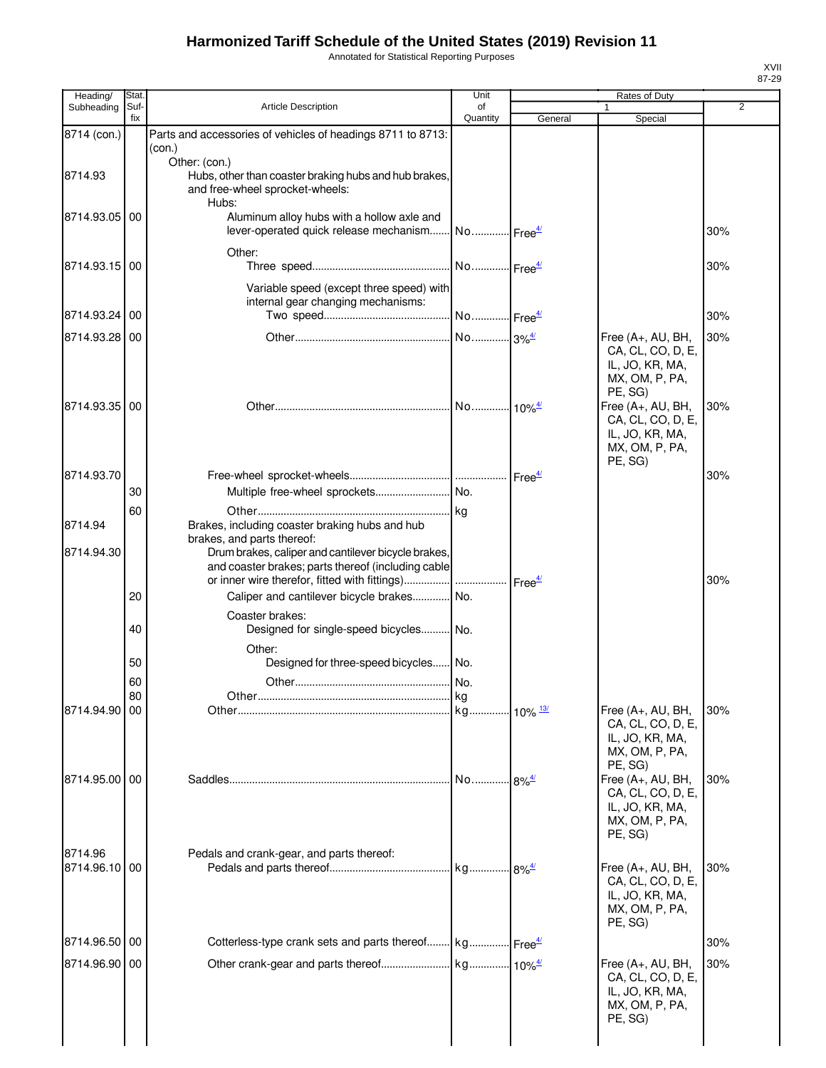# Harmonized Tariff Schedule of the United States (2019) Revision 11

Annotated for Statistical Reporting Purposes

| Heading/ Subheading | Stat. Suf- fix | Article Description | Unit of Quantity | Rates of Duty 1 General | Rates of Duty 1 Special | Rates of Duty 2 |
|---|---|---|---|---|---|---|
| 8714 (con.) | | Parts and accessories of vehicles of headings 8711 to 8713: (con.) | | | | |
| | | Other: (con.) | | | | |
| 8714.93 | | Hubs, other than coaster braking hubs and hub brakes, and free-wheel sprocket-wheels: | | | | |
| | | Hubs: | | | | |
| 8714.93.05 | 00 | Aluminum alloy hubs with a hollow axle and lever-operated quick release mechanism | No. | Free[4/] | | 30% |
| | | Other: | | | | |
| 8714.93.15 | 00 | Three speed | No. | Free[4/] | | 30% |
| | | Variable speed (except three speed) with internal gear changing mechanisms: | | | | |
| 8714.93.24 | 00 | Two speed | No. | Free[4/] | | 30% |
| 8714.93.28 | 00 | Other | No. | 3%[4/] | Free (A+, AU, BH, CA, CL, CO, D, E, IL, JO, KR, MA, MX, OM, P, PA, PE, SG) | 30% |
| 8714.93.35 | 00 | Other | No. | 10%[4/] | Free (A+, AU, BH, CA, CL, CO, D, E, IL, JO, KR, MA, MX, OM, P, PA, PE, SG) | 30% |
| 8714.93.70 | | Free-wheel sprocket-wheels | | Free[4/] | | 30% |
| | 30 | Multiple free-wheel sprockets | No. | | | |
| | 60 | Other | kg | | | |
| 8714.94 | | Brakes, including coaster braking hubs and hub brakes, and parts thereof: | | | | |
| 8714.94.30 | | Drum brakes, caliper and cantilever bicycle brakes, and coaster brakes; parts thereof (including cable or inner wire therefor, fitted with fittings) | | Free[4/] | | 30% |
| | 20 | Caliper and cantilever bicycle brakes | No. | | | |
| | | Coaster brakes: | | | | |
| | 40 | Designed for single-speed bicycles | No. | | | |
| | | Other: | | | | |
| | 50 | Designed for three-speed bicycles | No. | | | |
| | 60 | Other | No. | | | |
| | 80 | Other | kg | | | |
| 8714.94.90 | 00 | Other | kg | 10%[13/] | Free (A+, AU, BH, CA, CL, CO, D, E, IL, JO, KR, MA, MX, OM, P, PA, PE, SG) | 30% |
| 8714.95.00 | 00 | Saddles | No. | 8%[4/] | Free (A+, AU, BH, CA, CL, CO, D, E, IL, JO, KR, MA, MX, OM, P, PA, PE, SG) | 30% |
| 8714.96 | | Pedals and crank-gear, and parts thereof: | | | | |
| 8714.96.10 | 00 | Pedals and parts thereof | kg | 8%[4/] | Free (A+, AU, BH, CA, CL, CO, D, E, IL, JO, KR, MA, MX, OM, P, PA, PE, SG) | 30% |
| 8714.96.50 | 00 | Cotterless-type crank sets and parts thereof | kg | Free[4/] | | 30% |
| 8714.96.90 | 00 | Other crank-gear and parts thereof | kg | 10%[4/] | Free (A+, AU, BH, CA, CL, CO, D, E, IL, JO, KR, MA, MX, OM, P, PA, PE, SG) | 30% |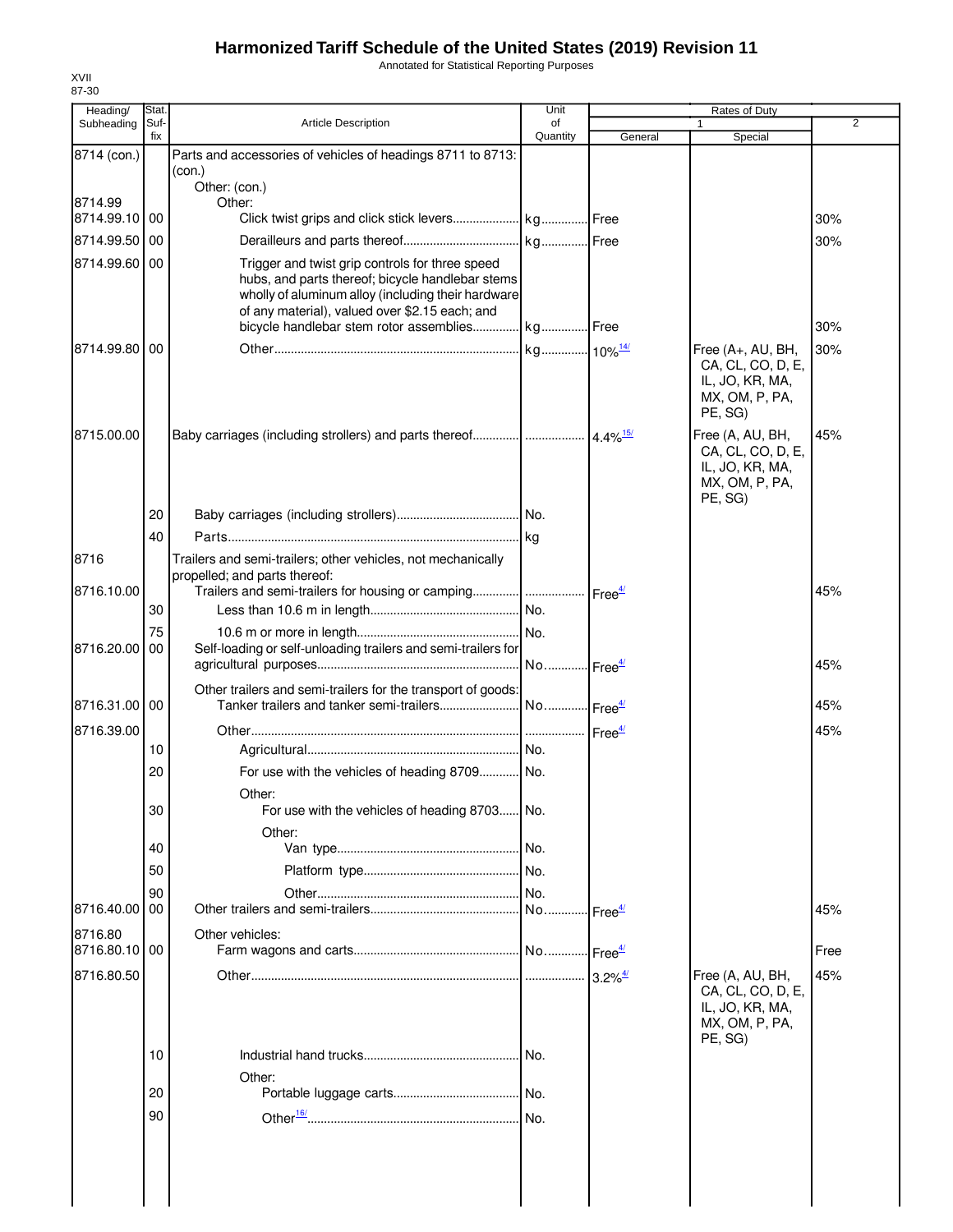# Harmonized Tariff Schedule of the United States (2019) Revision 11

Annotated for Statistical Reporting Purposes

XVII
87-30

| Heading/ Subheading | Stat. Suf- fix | Article Description | Unit of Quantity | Rates of Duty 1 General | Special | 2 |
|---|---|---|---|---|---|---|
| 8714 (con.) | | Parts and accessories of vehicles of headings 8711 to 8713: (con.) | | | | |
| | | Other: (con.) | | | | |
| 8714.99 | | Other: | | | | |
| 8714.99.10 | 00 | Click twist grips and click stick levers | kg | Free | | 30% |
| 8714.99.50 | 00 | Derailleurs and parts thereof | kg | Free | | 30% |
| 8714.99.60 | 00 | Trigger and twist grip controls for three speed hubs, and parts thereof; bicycle handlebar stems wholly of aluminum alloy (including their hardware of any material), valued over $2.15 each; and bicycle handlebar stem rotor assemblies | kg | Free | | 30% |
| 8714.99.80 | 00 | Other | kg | 10%[14/] | Free (A+, AU, BH, CA, CL, CO, D, E, IL, JO, KR, MA, MX, OM, P, PA, PE, SG) | 30% |
| 8715.00.00 | | Baby carriages (including strollers) and parts thereof | | 4.4%[15/] | Free (A, AU, BH, CA, CL, CO, D, E, IL, JO, KR, MA, MX, OM, P, PA, PE, SG) | 45% |
| | 20 | Baby carriages (including strollers) | No. | | | |
| | 40 | Parts | kg | | | |
| 8716 | | Trailers and semi-trailers; other vehicles, not mechanically propelled; and parts thereof: | | | | |
| 8716.10.00 | | Trailers and semi-trailers for housing or camping | | Free[4/] | | 45% |
| | 30 | Less than 10.6 m in length | No. | | | |
| | 75 | 10.6 m or more in length | No. | | | |
| 8716.20.00 | 00 | Self-loading or self-unloading trailers and semi-trailers for agricultural purposes | No. | Free[4/] | | 45% |
| | | Other trailers and semi-trailers for the transport of goods: | | | | |
| 8716.31.00 | 00 | Tanker trailers and tanker semi-trailers | No. | Free[4/] | | 45% |
| 8716.39.00 | | Other | | Free[4/] | | 45% |
| | 10 | Agricultural | No. | | | |
| | 20 | For use with the vehicles of heading 8709 | No. | | | |
| | | Other: | | | | |
| | 30 | For use with the vehicles of heading 8703 | No. | | | |
| | | Other: | | | | |
| | 40 | Van type | No. | | | |
| | 50 | Platform type | No. | | | |
| | 90 | Other | No. | | | |
| 8716.40.00 | 00 | Other trailers and semi-trailers | No. | Free[4/] | | 45% |
| 8716.80 | | Other vehicles: | | | | |
| 8716.80.10 | 00 | Farm wagons and carts | No. | Free[4/] | | Free |
| 8716.80.50 | | Other | | 3.2%[4/] | Free (A, AU, BH, CA, CL, CO, D, E, IL, JO, KR, MA, MX, OM, P, PA, PE, SG) | 45% |
| | 10 | Industrial hand trucks | No. | | | |
| | | Other: | | | | |
| | 20 | Portable luggage carts | No. | | | |
| | 90 | Other[16/] | No. | | | |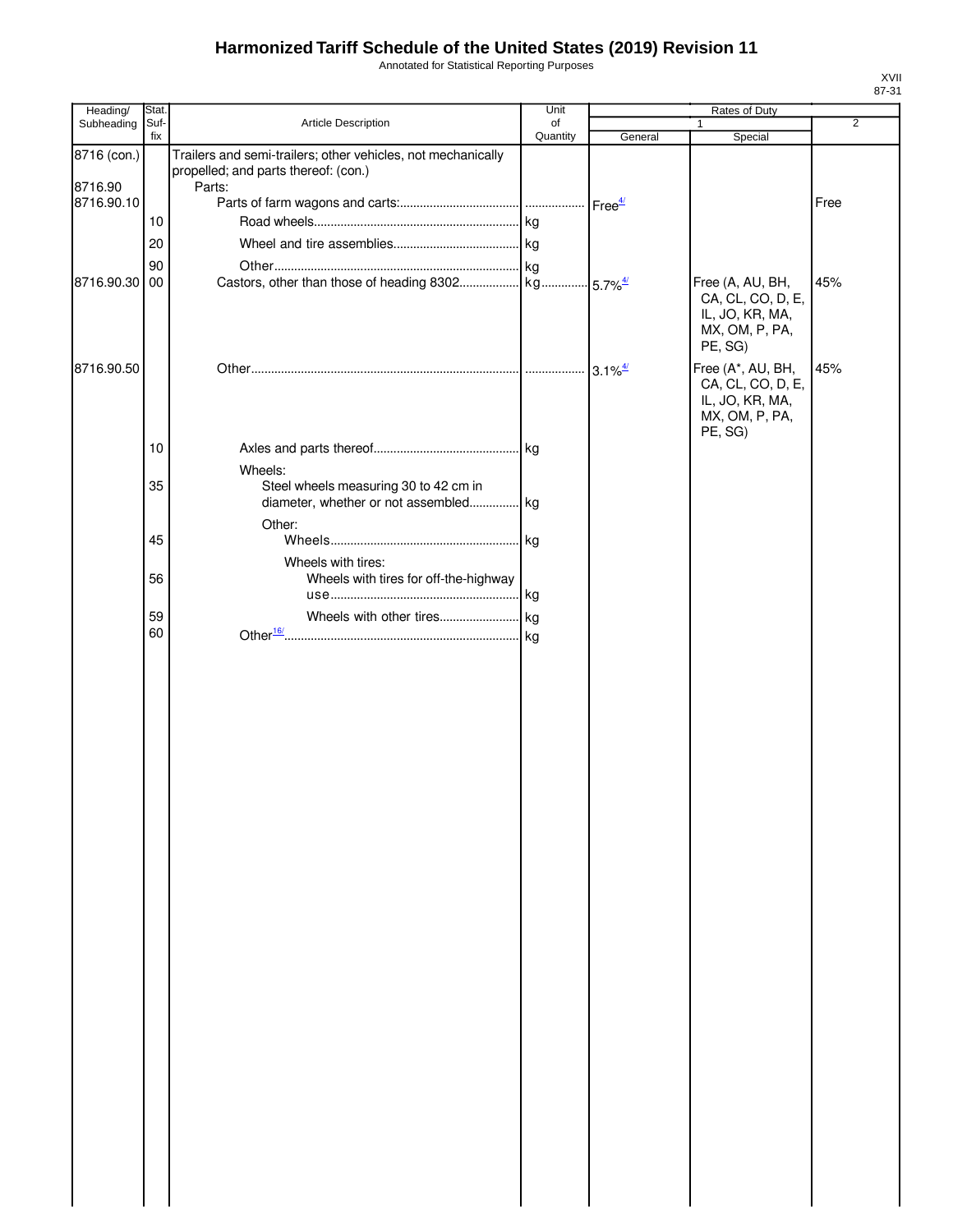# Harmonized Tariff Schedule of the United States (2019) Revision 11

Annotated for Statistical Reporting Purposes

XVII
87-31

| Heading/ Subheading | Stat. Suf- fix | Article Description | Unit of Quantity | Rates of Duty 1 General | Special | 2 |
|---|---|---|---|---|---|---|
| 8716 (con.) | | Trailers and semi-trailers; other vehicles, not mechanically propelled; and parts thereof: (con.) | | | | |
| 8716.90 | | Parts: | | | | |
| 8716.90.10 | | Parts of farm wagons and carts: | | Free[4/] | | Free |
| | 10 | Road wheels | kg | | | |
| | 20 | Wheel and tire assemblies | kg | | | |
| | 90 | Other | kg | | | |
| 8716.90.30 | 00 | Castors, other than those of heading 8302 | kg | 5.7%[4/] | Free (A, AU, BH, CA, CL, CO, D, E, IL, JO, KR, MA, MX, OM, P, PA, PE, SG) | 45% |
| 8716.90.50 | | Other | | 3.1%[4/] | Free (A*, AU, BH, CA, CL, CO, D, E, IL, JO, KR, MA, MX, OM, P, PA, PE, SG) | 45% |
| | 10 | Axles and parts thereof | kg | | | |
| | | Wheels: | | | | |
| | 35 | Steel wheels measuring 30 to 42 cm in diameter, whether or not assembled | kg | | | |
| | | Other: | | | | |
| | 45 | Wheels | kg | | | |
| | | Wheels with tires: | | | | |
| | 56 | Wheels with tires for off-the-highway use | kg | | | |
| | 59 | Wheels with other tires | kg | | | |
| | 60 | Other[16/] | kg | | | |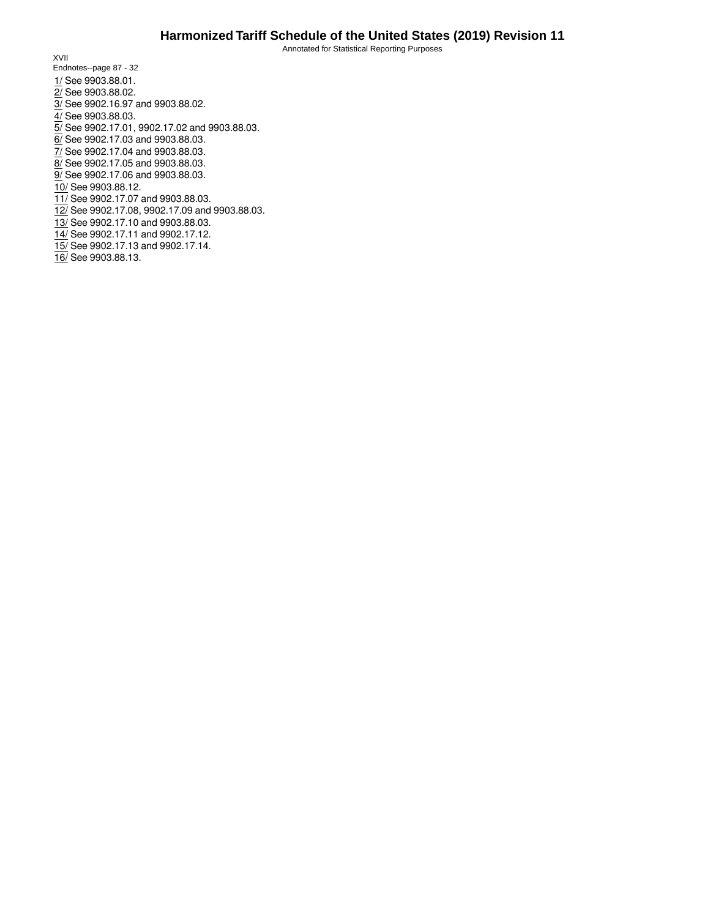XVII

Endnotes--page 87 - 32

1/ See 9903.88.01.
2/ See 9903.88.02.
3/ See 9902.16.97 and 9903.88.02.
4/ See 9903.88.03.
5/ See 9902.17.01, 9902.17.02 and 9903.88.03.
6/ See 9902.17.03 and 9903.88.03.
7/ See 9902.17.04 and 9903.88.03.
8/ See 9902.17.05 and 9903.88.03.
9/ See 9902.17.06 and 9903.88.03.
10/ See 9903.88.12.
11/ See 9902.17.07 and 9903.88.03.
12/ See 9902.17.08, 9902.17.09 and 9903.88.03.
13/ See 9902.17.10 and 9903.88.03.
14/ See 9902.17.11 and 9902.17.12.
15/ See 9902.17.13 and 9902.17.14.
16/ See 9903.88.13.